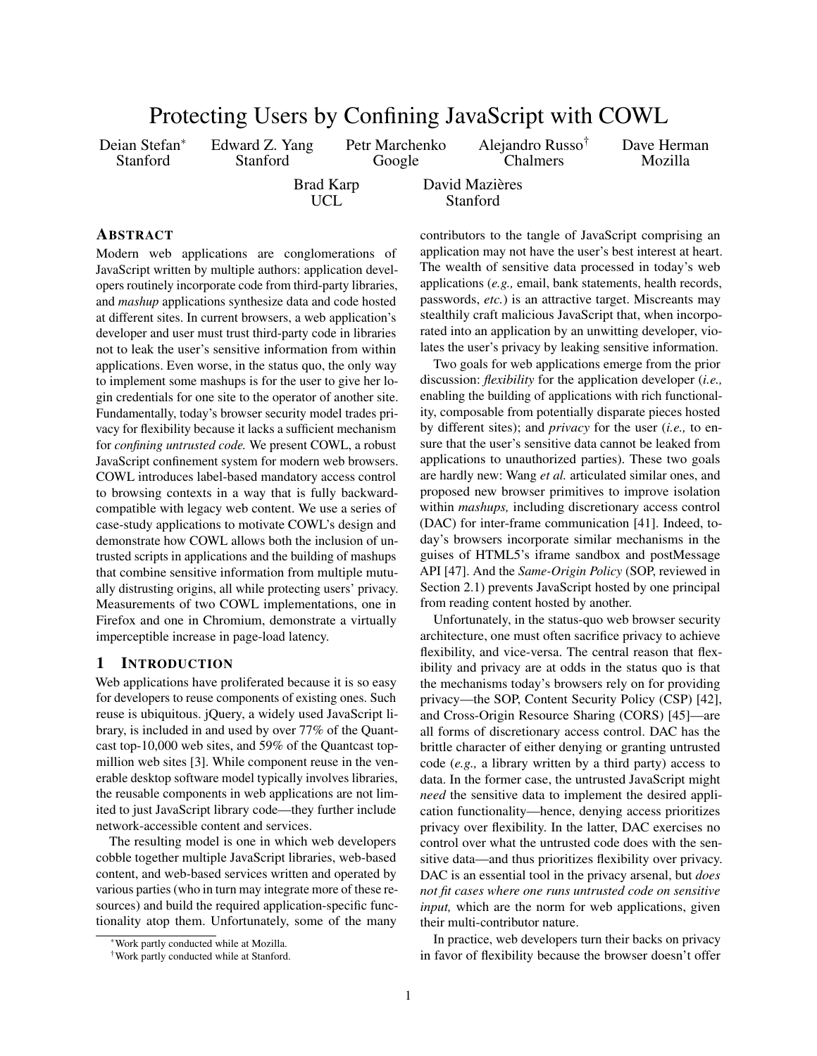# Protecting Users by Confining JavaScript with COWL

Deian Stefan* (Stanford), Edward Z. Yang (Stanford), Petr Marchenko (Google), Alejandro Russo† (Chalmers), Dave Herman (Mozilla), Brad Karp (UCL), David Mazières (Stanford)

## ABSTRACT

Modern web applications are conglomerations of JavaScript written by multiple authors: application developers routinely incorporate code from third-party libraries, and *mashup* applications synthesize data and code hosted at different sites. In current browsers, a web application's developer and user must trust third-party code in libraries not to leak the user's sensitive information from within applications. Even worse, in the status quo, the only way to implement some mashups is for the user to give her login credentials for one site to the operator of another site. Fundamentally, today's browser security model trades privacy for flexibility because it lacks a sufficient mechanism for *confining untrusted code.* We present COWL, a robust JavaScript confinement system for modern web browsers. COWL introduces label-based mandatory access control to browsing contexts in a way that is fully backward-compatible with legacy web content. We use a series of case-study applications to motivate COWL's design and demonstrate how COWL allows both the inclusion of untrusted scripts in applications and the building of mashups that combine sensitive information from multiple mutually distrusting origins, all while protecting users' privacy. Measurements of two COWL implementations, one in Firefox and one in Chromium, demonstrate a virtually imperceptible increase in page-load latency.

## 1 INTRODUCTION

Web applications have proliferated because it is so easy for developers to reuse components of existing ones. Such reuse is ubiquitous. jQuery, a widely used JavaScript library, is included in and used by over 77% of the Quantcast top-10,000 web sites, and 59% of the Quantcast top-million web sites [3]. While component reuse in the venerable desktop software model typically involves libraries, the reusable components in web applications are not limited to just JavaScript library code—they further include network-accessible content and services.

The resulting model is one in which web developers cobble together multiple JavaScript libraries, web-based content, and web-based services written and operated by various parties (who in turn may integrate more of these resources) and build the required application-specific functionality atop them. Unfortunately, some of the many contributors to the tangle of JavaScript comprising an application may not have the user's best interest at heart. The wealth of sensitive data processed in today's web applications (*e.g.,* email, bank statements, health records, passwords, *etc.*) is an attractive target. Miscreants may stealthily craft malicious JavaScript that, when incorporated into an application by an unwitting developer, violates the user's privacy by leaking sensitive information.

Two goals for web applications emerge from the prior discussion: *flexibility* for the application developer (*i.e.,* enabling the building of applications with rich functionality, composable from potentially disparate pieces hosted by different sites); and *privacy* for the user (*i.e.,* to ensure that the user's sensitive data cannot be leaked from applications to unauthorized parties). These two goals are hardly new: Wang *et al.* articulated similar ones, and proposed new browser primitives to improve isolation within *mashups,* including discretionary access control (DAC) for inter-frame communication [41]. Indeed, today's browsers incorporate similar mechanisms in the guises of HTML5's iframe sandbox and postMessage API [47]. And the *Same-Origin Policy* (SOP, reviewed in Section 2.1) prevents JavaScript hosted by one principal from reading content hosted by another.

Unfortunately, in the status-quo web browser security architecture, one must often sacrifice privacy to achieve flexibility, and vice-versa. The central reason that flexibility and privacy are at odds in the status quo is that the mechanisms today's browsers rely on for providing privacy—the SOP, Content Security Policy (CSP) [42], and Cross-Origin Resource Sharing (CORS) [45]—are all forms of discretionary access control. DAC has the brittle character of either denying or granting untrusted code (*e.g.,* a library written by a third party) access to data. In the former case, the untrusted JavaScript might *need* the sensitive data to implement the desired application functionality—hence, denying access prioritizes privacy over flexibility. In the latter, DAC exercises no control over what the untrusted code does with the sensitive data—and thus prioritizes flexibility over privacy. DAC is an essential tool in the privacy arsenal, but *does not fit cases where one runs untrusted code on sensitive input,* which are the norm for web applications, given their multi-contributor nature.

In practice, web developers turn their backs on privacy in favor of flexibility because the browser doesn't offer

*Work partly conducted while at Mozilla.

†Work partly conducted while at Stanford.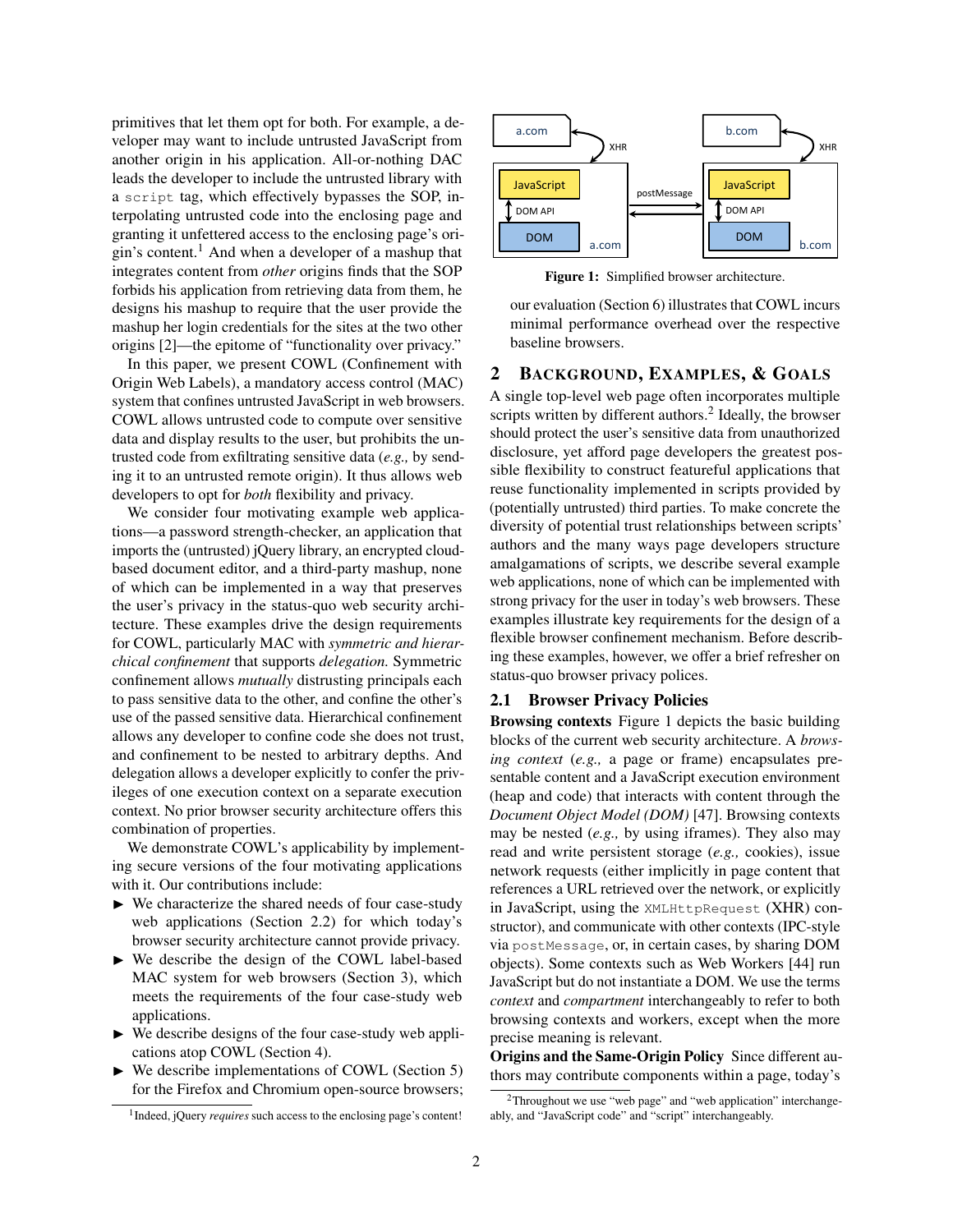primitives that let them opt for both. For example, a developer may want to include untrusted JavaScript from another origin in his application. All-or-nothing DAC leads the developer to include the untrusted library with a `script` tag, which effectively bypasses the SOP, interpolating untrusted code into the enclosing page and granting it unfettered access to the enclosing page's origin's content.[1] And when a developer of a mashup that integrates content from *other* origins finds that the SOP forbids his application from retrieving data from them, he designs his mashup to require that the user provide the mashup her login credentials for the sites at the two other origins [2]—the epitome of "functionality over privacy."

In this paper, we present COWL (Confinement with Origin Web Labels), a mandatory access control (MAC) system that confines untrusted JavaScript in web browsers. COWL allows untrusted code to compute over sensitive data and display results to the user, but prohibits the untrusted code from exfiltrating sensitive data (*e.g.,* by sending it to an untrusted remote origin). It thus allows web developers to opt for *both* flexibility and privacy.

We consider four motivating example web applications—a password strength-checker, an application that imports the (untrusted) jQuery library, an encrypted cloud-based document editor, and a third-party mashup, none of which can be implemented in a way that preserves the user's privacy in the status-quo web security architecture. These examples drive the design requirements for COWL, particularly MAC with *symmetric and hierarchical confinement* that supports *delegation.* Symmetric confinement allows *mutually* distrusting principals each to pass sensitive data to the other, and confine the other's use of the passed sensitive data. Hierarchical confinement allows any developer to confine code she does not trust, and confinement to be nested to arbitrary depths. And delegation allows a developer explicitly to confer the privileges of one execution context on a separate execution context. No prior browser security architecture offers this combination of properties.

We demonstrate COWL's applicability by implementing secure versions of the four motivating applications with it. Our contributions include:

- ► We characterize the shared needs of four case-study web applications (Section 2.2) for which today's browser security architecture cannot provide privacy.
- ► We describe the design of the COWL label-based MAC system for web browsers (Section 3), which meets the requirements of the four case-study web applications.
- ► We describe designs of the four case-study web applications atop COWL (Section 4).
- ► We describe implementations of COWL (Section 5) for the Firefox and Chromium open-source browsers; our evaluation (Section 6) illustrates that COWL incurs minimal performance overhead over the respective baseline browsers.

[1] Indeed, jQuery *requires* such access to the enclosing page's content!

**Figure 1:** Simplified browser architecture.

## 2 Background, Examples, & Goals

A single top-level web page often incorporates multiple scripts written by different authors.[2] Ideally, the browser should protect the user's sensitive data from unauthorized disclosure, yet afford page developers the greatest possible flexibility to construct featureful applications that reuse functionality implemented in scripts provided by (potentially untrusted) third parties. To make concrete the diversity of potential trust relationships between scripts' authors and the many ways page developers structure amalgamations of scripts, we describe several example web applications, none of which can be implemented with strong privacy for the user in today's web browsers. These examples illustrate key requirements for the design of a flexible browser confinement mechanism. Before describing these examples, however, we offer a brief refresher on status-quo browser privacy polices.

### 2.1 Browser Privacy Policies

**Browsing contexts** Figure 1 depicts the basic building blocks of the current web security architecture. A *browsing context* (*e.g.,* a page or frame) encapsulates presentable content and a JavaScript execution environment (heap and code) that interacts with content through the *Document Object Model (DOM)* [47]. Browsing contexts may be nested (*e.g.,* by using iframes). They also may read and write persistent storage (*e.g.,* cookies), issue network requests (either implicitly in page content that references a URL retrieved over the network, or explicitly in JavaScript, using the `XMLHttpRequest` (XHR) constructor), and communicate with other contexts (IPC-style via `postMessage`, or, in certain cases, by sharing DOM objects). Some contexts such as Web Workers [44] run JavaScript but do not instantiate a DOM. We use the terms *context* and *compartment* interchangeably to refer to both browsing contexts and workers, except when the more precise meaning is relevant.

**Origins and the Same-Origin Policy** Since different authors may contribute components within a page, today's

[2] Throughout we use "web page" and "web application" interchangeably, and "JavaScript code" and "script" interchangeably.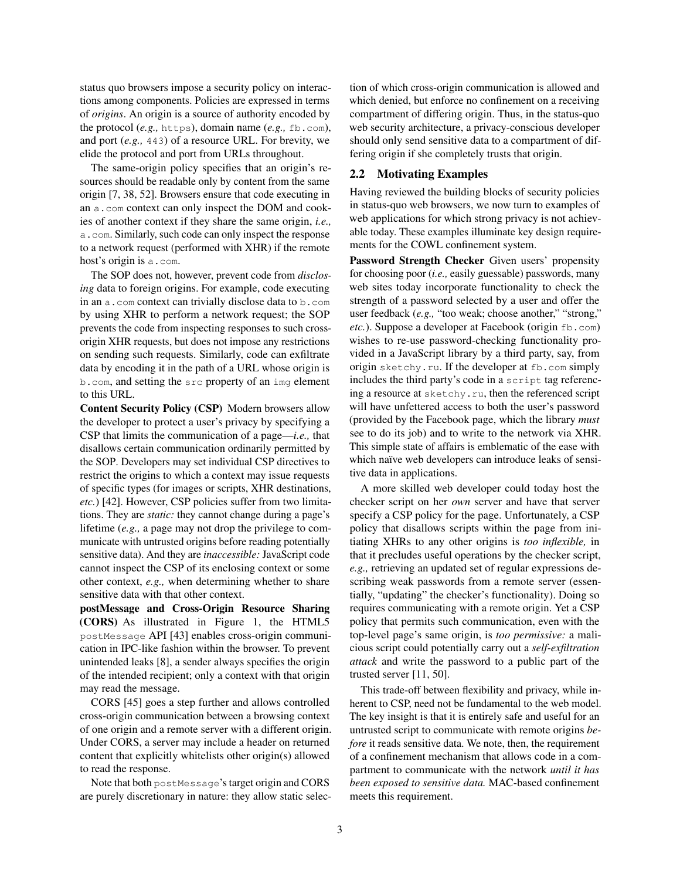status quo browsers impose a security policy on interactions among components. Policies are expressed in terms of *origins*. An origin is a source of authority encoded by the protocol (*e.g.,* `https`), domain name (*e.g.,* `fb.com`), and port (*e.g.,* `443`) of a resource URL. For brevity, we elide the protocol and port from URLs throughout.

The same-origin policy specifies that an origin's resources should be readable only by content from the same origin [7, 38, 52]. Browsers ensure that code executing in an `a.com` context can only inspect the DOM and cookies of another context if they share the same origin, *i.e.,* `a.com`. Similarly, such code can only inspect the response to a network request (performed with XHR) if the remote host's origin is `a.com`.

The SOP does not, however, prevent code from *disclosing* data to foreign origins. For example, code executing in an `a.com` context can trivially disclose data to `b.com` by using XHR to perform a network request; the SOP prevents the code from inspecting responses to such cross-origin XHR requests, but does not impose any restrictions on sending such requests. Similarly, code can exfiltrate data by encoding it in the path of a URL whose origin is `b.com`, and setting the `src` property of an `img` element to this URL.

**Content Security Policy (CSP)** Modern browsers allow the developer to protect a user's privacy by specifying a CSP that limits the communication of a page—*i.e.,* that disallows certain communication ordinarily permitted by the SOP. Developers may set individual CSP directives to restrict the origins to which a context may issue requests of specific types (for images or scripts, XHR destinations, *etc.*) [42]. However, CSP policies suffer from two limitations. They are *static:* they cannot change during a page's lifetime (*e.g.,* a page may not drop the privilege to communicate with untrusted origins before reading potentially sensitive data). And they are *inaccessible:* JavaScript code cannot inspect the CSP of its enclosing context or some other context, *e.g.,* when determining whether to share sensitive data with that other context.

**postMessage and Cross-Origin Resource Sharing (CORS)** As illustrated in Figure 1, the HTML5 `postMessage` API [43] enables cross-origin communication in IPC-like fashion within the browser. To prevent unintended leaks [8], a sender always specifies the origin of the intended recipient; only a context with that origin may read the message.

CORS [45] goes a step further and allows controlled cross-origin communication between a browsing context of one origin and a remote server with a different origin. Under CORS, a server may include a header on returned content that explicitly whitelists other origin(s) allowed to read the response.

Note that both `postMessage`'s target origin and CORS are purely discretionary in nature: they allow static selection of which cross-origin communication is allowed and which denied, but enforce no confinement on a receiving compartment of differing origin. Thus, in the status-quo web security architecture, a privacy-conscious developer should only send sensitive data to a compartment of differing origin if she completely trusts that origin.

## 2.2 Motivating Examples

Having reviewed the building blocks of security policies in status-quo web browsers, we now turn to examples of web applications for which strong privacy is not achievable today. These examples illuminate key design requirements for the COWL confinement system.

**Password Strength Checker** Given users' propensity for choosing poor (*i.e.,* easily guessable) passwords, many web sites today incorporate functionality to check the strength of a password selected by a user and offer the user feedback (*e.g.,* "too weak; choose another," "strong," *etc.*). Suppose a developer at Facebook (origin `fb.com`) wishes to re-use password-checking functionality provided in a JavaScript library by a third party, say, from origin `sketchy.ru`. If the developer at `fb.com` simply includes the third party's code in a `script` tag referencing a resource at `sketchy.ru`, then the referenced script will have unfettered access to both the user's password (provided by the Facebook page, which the library *must* see to do its job) and to write to the network via XHR. This simple state of affairs is emblematic of the ease with which naïve web developers can introduce leaks of sensitive data in applications.

A more skilled web developer could today host the checker script on her *own* server and have that server specify a CSP policy for the page. Unfortunately, a CSP policy that disallows scripts within the page from initiating XHRs to any other origins is *too inflexible,* in that it precludes useful operations by the checker script, *e.g.,* retrieving an updated set of regular expressions describing weak passwords from a remote server (essentially, "updating" the checker's functionality). Doing so requires communicating with a remote origin. Yet a CSP policy that permits such communication, even with the top-level page's same origin, is *too permissive:* a malicious script could potentially carry out a *self-exfiltration attack* and write the password to a public part of the trusted server [11, 50].

This trade-off between flexibility and privacy, while inherent to CSP, need not be fundamental to the web model. The key insight is that it is entirely safe and useful for an untrusted script to communicate with remote origins *before* it reads sensitive data. We note, then, the requirement of a confinement mechanism that allows code in a compartment to communicate with the network *until it has been exposed to sensitive data.* MAC-based confinement meets this requirement.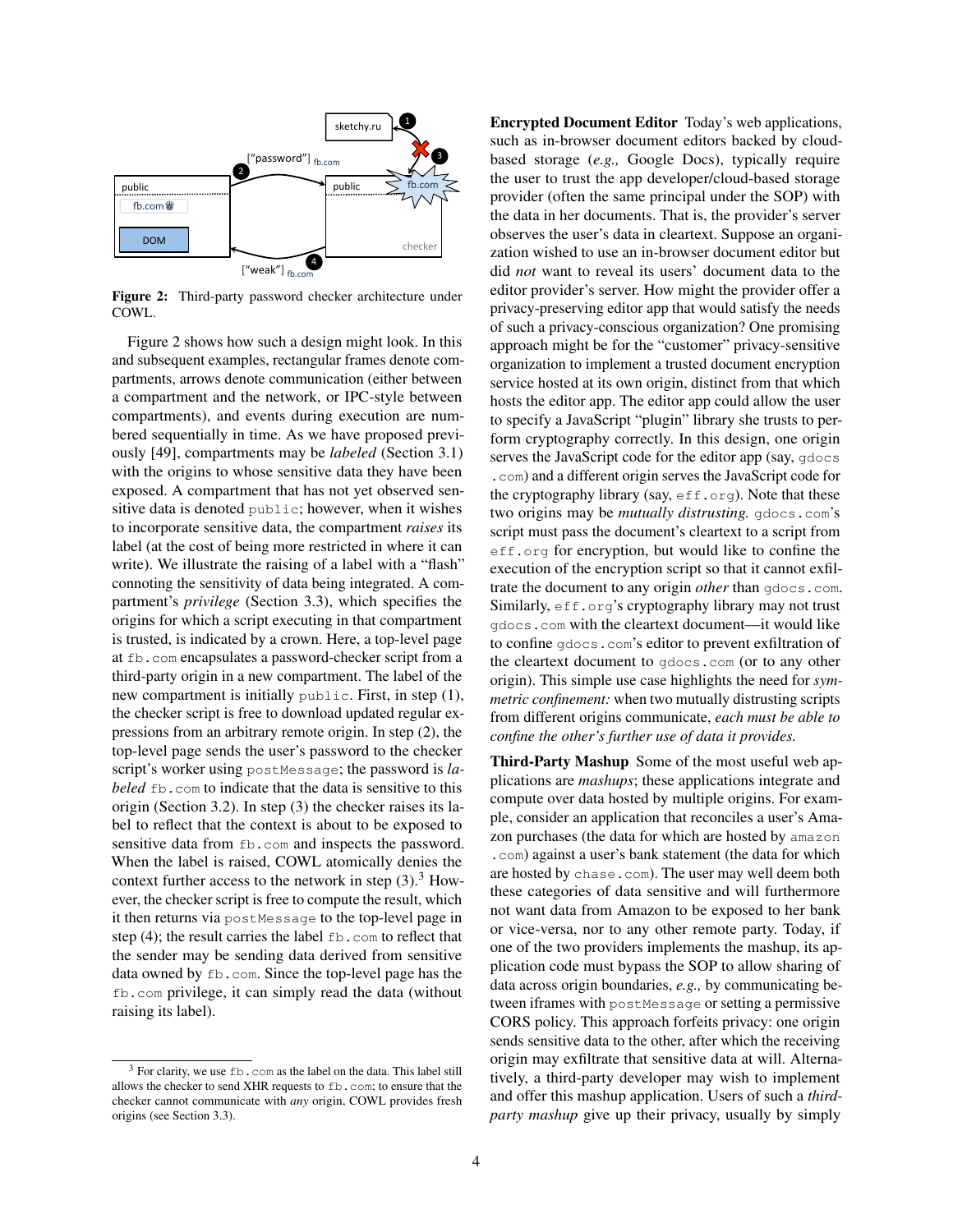Figure 2: Third-party password checker architecture under COWL.

Figure 2 shows how such a design might look. In this and subsequent examples, rectangular frames denote compartments, arrows denote communication (either between a compartment and the network, or IPC-style between compartments), and events during execution are numbered sequentially in time. As we have proposed previously [49], compartments may be *labeled* (Section 3.1) with the origins to whose sensitive data they have been exposed. A compartment that has not yet observed sensitive data is denoted `public`; however, when it wishes to incorporate sensitive data, the compartment *raises* its label (at the cost of being more restricted in where it can write). We illustrate the raising of a label with a "flash" connoting the sensitivity of data being integrated. A compartment's *privilege* (Section 3.3), which specifies the origins for which a script executing in that compartment is trusted, is indicated by a crown. Here, a top-level page at `fb.com` encapsulates a password-checker script from a third-party origin in a new compartment. The label of the new compartment is initially `public`. First, in step (1), the checker script is free to download updated regular expressions from an arbitrary remote origin. In step (2), the top-level page sends the user's password to the checker script's worker using `postMessage`; the password is *labeled* `fb.com` to indicate that the data is sensitive to this origin (Section 3.2). In step (3) the checker raises its label to reflect that the context is about to be exposed to sensitive data from `fb.com` and inspects the password. When the label is raised, COWL atomically denies the context further access to the network in step (3).[3] However, the checker script is free to compute the result, which it then returns via `postMessage` to the top-level page in step (4); the result carries the label `fb.com` to reflect that the sender may be sending data derived from sensitive data owned by `fb.com`. Since the top-level page has the `fb.com` privilege, it can simply read the data (without raising its label).

[3] For clarity, we use `fb.com` as the label on the data. This label still allows the checker to send XHR requests to `fb.com`; to ensure that the checker cannot communicate with *any* origin, COWL provides fresh origins (see Section 3.3).

**Encrypted Document Editor** Today's web applications, such as in-browser document editors backed by cloud-based storage (*e.g.,* Google Docs), typically require the user to trust the app developer/cloud-based storage provider (often the same principal under the SOP) with the data in her documents. That is, the provider's server observes the user's data in cleartext. Suppose an organization wished to use an in-browser document editor but did *not* want to reveal its users' document data to the editor provider's server. How might the provider offer a privacy-preserving editor app that would satisfy the needs of such a privacy-conscious organization? One promising approach might be for the "customer" privacy-sensitive organization to implement a trusted document encryption service hosted at its own origin, distinct from that which hosts the editor app. The editor app could allow the user to specify a JavaScript "plugin" library she trusts to perform cryptography correctly. In this design, one origin serves the JavaScript code for the editor app (say, `gdocs.com`) and a different origin serves the JavaScript code for the cryptography library (say, `eff.org`). Note that these two origins may be *mutually distrusting.* `gdocs.com`'s script must pass the document's cleartext to a script from `eff.org` for encryption, but would like to confine the execution of the encryption script so that it cannot exfiltrate the document to any origin *other* than `gdocs.com`. Similarly, `eff.org`'s cryptography library may not trust `gdocs.com` with the cleartext document—it would like to confine `gdocs.com`'s editor to prevent exfiltration of the cleartext document to `gdocs.com` (or to any other origin). This simple use case highlights the need for *symmetric confinement:* when two mutually distrusting scripts from different origins communicate, *each must be able to confine the other's further use of data it provides.*

**Third-Party Mashup** Some of the most useful web applications are *mashups*; these applications integrate and compute over data hosted by multiple origins. For example, consider an application that reconciles a user's Amazon purchases (the data for which are hosted by `amazon.com`) against a user's bank statement (the data for which are hosted by `chase.com`). The user may well deem both these categories of data sensitive and will furthermore not want data from Amazon to be exposed to her bank or vice-versa, nor to any other remote party. Today, if one of the two providers implements the mashup, its application code must bypass the SOP to allow sharing of data across origin boundaries, *e.g.,* by communicating between iframes with `postMessage` or setting a permissive CORS policy. This approach forfeits privacy: one origin sends sensitive data to the other, after which the receiving origin may exfiltrate that sensitive data at will. Alternatively, a third-party developer may wish to implement and offer this mashup application. Users of such a *third-party mashup* give up their privacy, usually by simply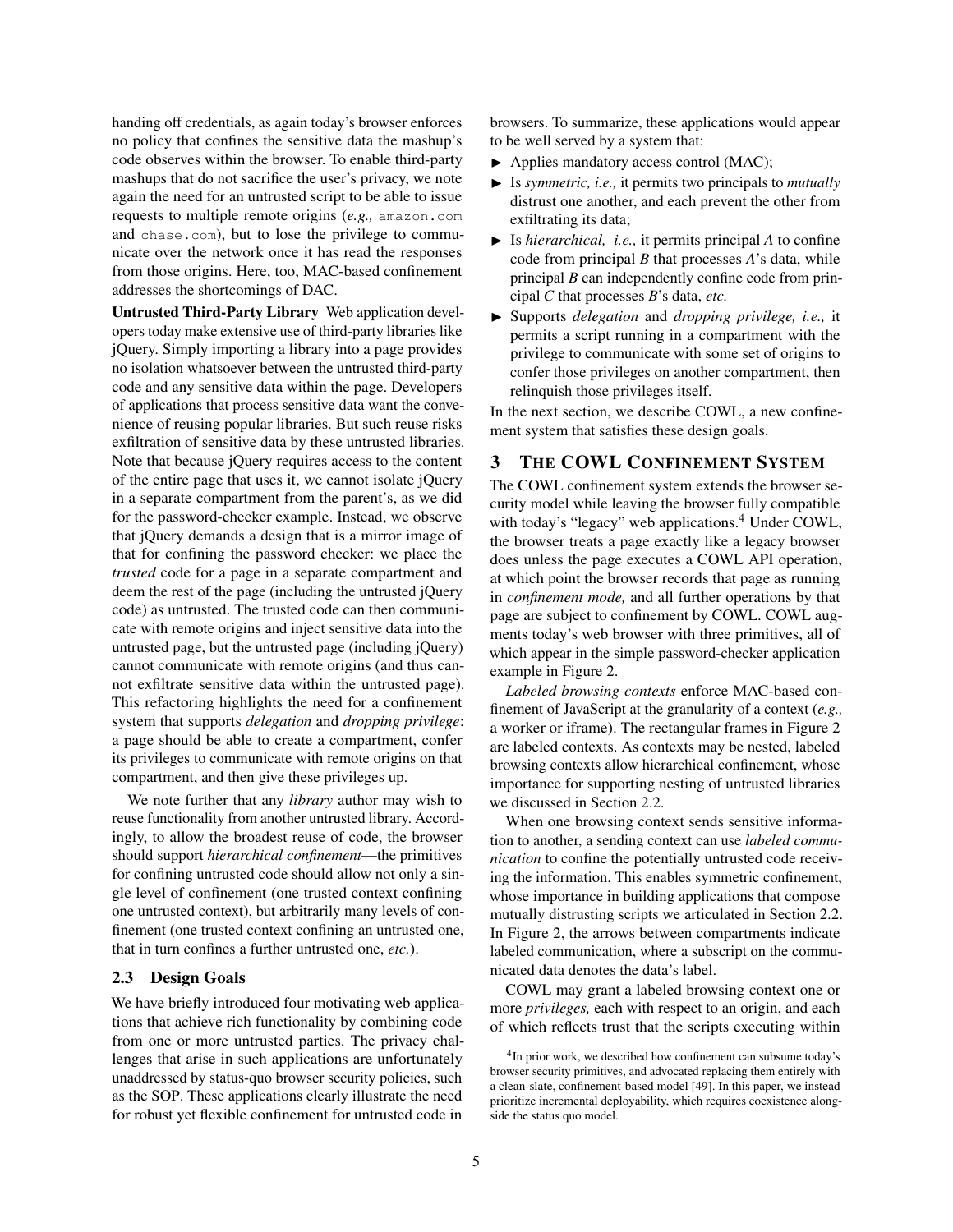handing off credentials, as again today's browser enforces no policy that confines the sensitive data the mashup's code observes within the browser. To enable third-party mashups that do not sacrifice the user's privacy, we note again the need for an untrusted script to be able to issue requests to multiple remote origins (*e.g.,* `amazon.com` and `chase.com`), but to lose the privilege to communicate over the network once it has read the responses from those origins. Here, too, MAC-based confinement addresses the shortcomings of DAC.

**Untrusted Third-Party Library** Web application developers today make extensive use of third-party libraries like jQuery. Simply importing a library into a page provides no isolation whatsoever between the untrusted third-party code and any sensitive data within the page. Developers of applications that process sensitive data want the convenience of reusing popular libraries. But such reuse risks exfiltration of sensitive data by these untrusted libraries. Note that because jQuery requires access to the content of the entire page that uses it, we cannot isolate jQuery in a separate compartment from the parent's, as we did for the password-checker example. Instead, we observe that jQuery demands a design that is a mirror image of that for confining the password checker: we place the *trusted* code for a page in a separate compartment and deem the rest of the page (including the untrusted jQuery code) as untrusted. The trusted code can then communicate with remote origins and inject sensitive data into the untrusted page, but the untrusted page (including jQuery) cannot communicate with remote origins (and thus cannot exfiltrate sensitive data within the untrusted page). This refactoring highlights the need for a confinement system that supports *delegation* and *dropping privilege*: a page should be able to create a compartment, confer its privileges to communicate with remote origins on that compartment, and then give these privileges up.

We note further that any *library* author may wish to reuse functionality from another untrusted library. Accordingly, to allow the broadest reuse of code, the browser should support *hierarchical confinement*—the primitives for confining untrusted code should allow not only a single level of confinement (one trusted context confining one untrusted context), but arbitrarily many levels of confinement (one trusted context confining an untrusted one, that in turn confines a further untrusted one, *etc.*).

### 2.3 Design Goals

We have briefly introduced four motivating web applications that achieve rich functionality by combining code from one or more untrusted parties. The privacy challenges that arise in such applications are unfortunately unaddressed by status-quo browser security policies, such as the SOP. These applications clearly illustrate the need for robust yet flexible confinement for untrusted code in browsers. To summarize, these applications would appear to be well served by a system that:

- Applies mandatory access control (MAC);
- Is *symmetric, i.e.,* it permits two principals to *mutually* distrust one another, and each prevent the other from exfiltrating its data;
- Is *hierarchical, i.e.,* it permits principal *A* to confine code from principal *B* that processes *A*'s data, while principal *B* can independently confine code from principal *C* that processes *B*'s data, *etc.*
- Supports *delegation* and *dropping privilege, i.e.,* it permits a script running in a compartment with the privilege to communicate with some set of origins to confer those privileges on another compartment, then relinquish those privileges itself.

In the next section, we describe COWL, a new confinement system that satisfies these design goals.

## 3 The COWL Confinement System

The COWL confinement system extends the browser security model while leaving the browser fully compatible with today's "legacy" web applications.[4] Under COWL, the browser treats a page exactly like a legacy browser does unless the page executes a COWL API operation, at which point the browser records that page as running in *confinement mode,* and all further operations by that page are subject to confinement by COWL. COWL augments today's web browser with three primitives, all of which appear in the simple password-checker application example in Figure 2.

*Labeled browsing contexts* enforce MAC-based confinement of JavaScript at the granularity of a context (*e.g.,* a worker or iframe). The rectangular frames in Figure 2 are labeled contexts. As contexts may be nested, labeled browsing contexts allow hierarchical confinement, whose importance for supporting nesting of untrusted libraries we discussed in Section 2.2.

When one browsing context sends sensitive information to another, a sending context can use *labeled communication* to confine the potentially untrusted code receiving the information. This enables symmetric confinement, whose importance in building applications that compose mutually distrusting scripts we articulated in Section 2.2. In Figure 2, the arrows between compartments indicate labeled communication, where a subscript on the communicated data denotes the data's label.

COWL may grant a labeled browsing context one or more *privileges,* each with respect to an origin, and each of which reflects trust that the scripts executing within

[4] In prior work, we described how confinement can subsume today's browser security primitives, and advocated replacing them entirely with a clean-slate, confinement-based model [49]. In this paper, we instead prioritize incremental deployability, which requires coexistence alongside the status quo model.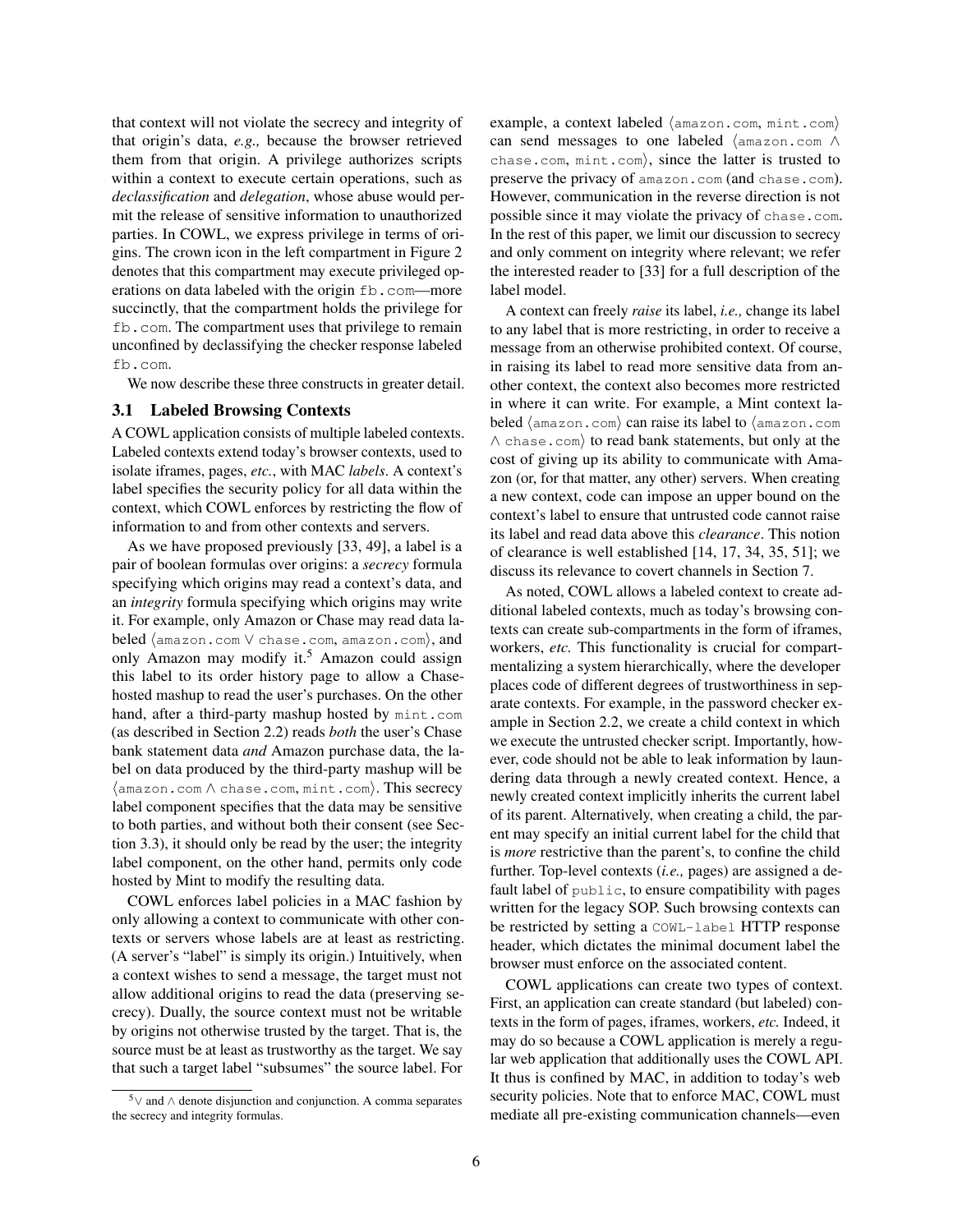that context will not violate the secrecy and integrity of that origin's data, *e.g.,* because the browser retrieved them from that origin. A privilege authorizes scripts within a context to execute certain operations, such as *declassification* and *delegation*, whose abuse would permit the release of sensitive information to unauthorized parties. In COWL, we express privilege in terms of origins. The crown icon in the left compartment in Figure 2 denotes that this compartment may execute privileged operations on data labeled with the origin `fb.com`—more succinctly, that the compartment holds the privilege for `fb.com`. The compartment uses that privilege to remain unconfined by declassifying the checker response labeled `fb.com`.

We now describe these three constructs in greater detail.

### 3.1 Labeled Browsing Contexts

A COWL application consists of multiple labeled contexts. Labeled contexts extend today's browser contexts, used to isolate iframes, pages, *etc.*, with MAC *labels*. A context's label specifies the security policy for all data within the context, which COWL enforces by restricting the flow of information to and from other contexts and servers.

As we have proposed previously [33, 49], a label is a pair of boolean formulas over origins: a *secrecy* formula specifying which origins may read a context's data, and an *integrity* formula specifying which origins may write it. For example, only Amazon or Chase may read data labeled ⟨`amazon.com` ∨ `chase.com`, `amazon.com`⟩, and only Amazon may modify it.[5] Amazon could assign this label to its order history page to allow a Chase-hosted mashup to read the user's purchases. On the other hand, after a third-party mashup hosted by `mint.com` (as described in Section 2.2) reads *both* the user's Chase bank statement data *and* Amazon purchase data, the label on data produced by the third-party mashup will be ⟨`amazon.com` ∧ `chase.com`, `mint.com`⟩. This secrecy label component specifies that the data may be sensitive to both parties, and without both their consent (see Section 3.3), it should only be read by the user; the integrity label component, on the other hand, permits only code hosted by Mint to modify the resulting data.

COWL enforces label policies in a MAC fashion by only allowing a context to communicate with other contexts or servers whose labels are at least as restricting. (A server's "label" is simply its origin.) Intuitively, when a context wishes to send a message, the target must not allow additional origins to read the data (preserving secrecy). Dually, the source context must not be writable by origins not otherwise trusted by the target. That is, the source must be at least as trustworthy as the target. We say that such a target label "subsumes" the source label. For example, a context labeled ⟨`amazon.com`, `mint.com`⟩ can send messages to one labeled ⟨`amazon.com` ∧ `chase.com`, `mint.com`⟩, since the latter is trusted to preserve the privacy of `amazon.com` (and `chase.com`). However, communication in the reverse direction is not possible since it may violate the privacy of `chase.com`. In the rest of this paper, we limit our discussion to secrecy and only comment on integrity where relevant; we refer the interested reader to [33] for a full description of the label model.

A context can freely *raise* its label, *i.e.,* change its label to any label that is more restricting, in order to receive a message from an otherwise prohibited context. Of course, in raising its label to read more sensitive data from another context, the context also becomes more restricted in where it can write. For example, a Mint context labeled ⟨`amazon.com`⟩ can raise its label to ⟨`amazon.com` ∧ `chase.com`⟩ to read bank statements, but only at the cost of giving up its ability to communicate with Amazon (or, for that matter, any other) servers. When creating a new context, code can impose an upper bound on the context's label to ensure that untrusted code cannot raise its label and read data above this *clearance*. This notion of clearance is well established [14, 17, 34, 35, 51]; we discuss its relevance to covert channels in Section 7.

As noted, COWL allows a labeled context to create additional labeled contexts, much as today's browsing contexts can create sub-compartments in the form of iframes, workers, *etc.* This functionality is crucial for compartmentalizing a system hierarchically, where the developer places code of different degrees of trustworthiness in separate contexts. For example, in the password checker example in Section 2.2, we create a child context in which we execute the untrusted checker script. Importantly, however, code should not be able to leak information by laundering data through a newly created context. Hence, a newly created context implicitly inherits the current label of its parent. Alternatively, when creating a child, the parent may specify an initial current label for the child that is *more* restrictive than the parent's, to confine the child further. Top-level contexts (*i.e.,* pages) are assigned a default label of `public`, to ensure compatibility with pages written for the legacy SOP. Such browsing contexts can be restricted by setting a `COWL-label` HTTP response header, which dictates the minimal document label the browser must enforce on the associated content.

COWL applications can create two types of context. First, an application can create standard (but labeled) contexts in the form of pages, iframes, workers, *etc.* Indeed, it may do so because a COWL application is merely a regular web application that additionally uses the COWL API. It thus is confined by MAC, in addition to today's web security policies. Note that to enforce MAC, COWL must mediate all pre-existing communication channels—even

[5] ∨ and ∧ denote disjunction and conjunction. A comma separates the secrecy and integrity formulas.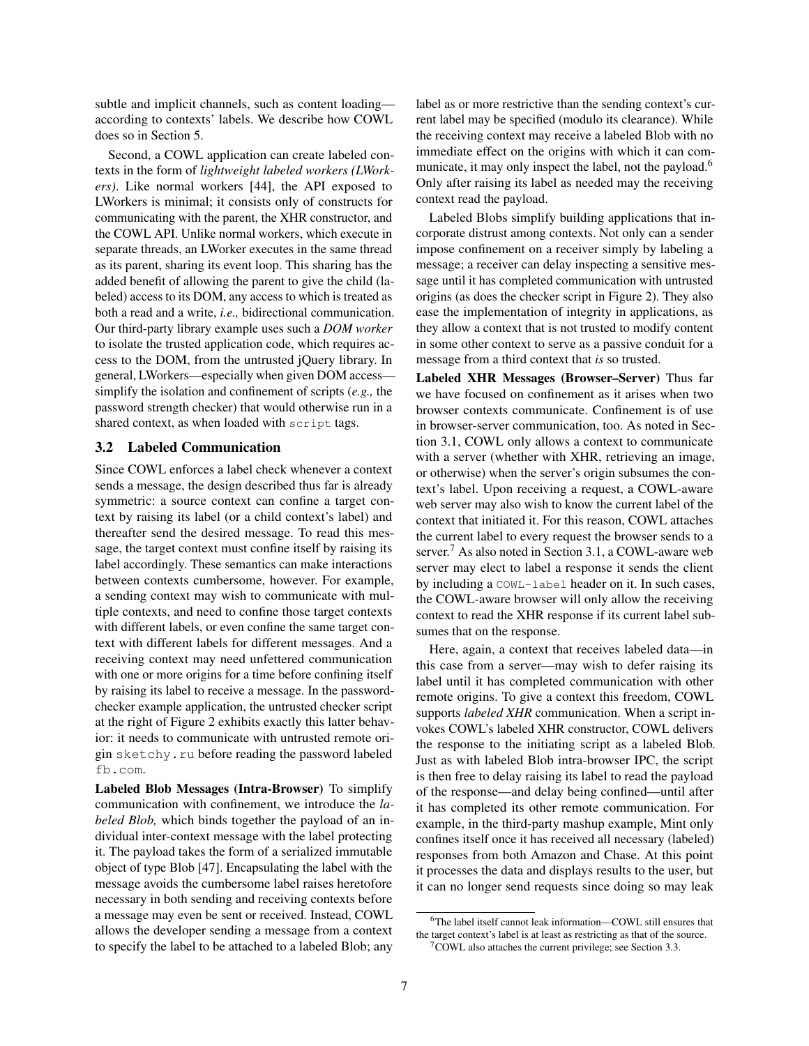subtle and implicit channels, such as content loading—according to contexts' labels. We describe how COWL does so in Section 5.

Second, a COWL application can create labeled contexts in the form of *lightweight labeled workers (LWorkers)*. Like normal workers [44], the API exposed to LWorkers is minimal; it consists only of constructs for communicating with the parent, the XHR constructor, and the COWL API. Unlike normal workers, which execute in separate threads, an LWorker executes in the same thread as its parent, sharing its event loop. This sharing has the added benefit of allowing the parent to give the child (labeled) access to its DOM, any access to which is treated as both a read and a write, *i.e.,* bidirectional communication. Our third-party library example uses such a *DOM worker* to isolate the trusted application code, which requires access to the DOM, from the untrusted jQuery library. In general, LWorkers—especially when given DOM access—simplify the isolation and confinement of scripts (*e.g.,* the password strength checker) that would otherwise run in a shared context, as when loaded with `script` tags.

## 3.2 Labeled Communication

Since COWL enforces a label check whenever a context sends a message, the design described thus far is already symmetric: a source context can confine a target context by raising its label (or a child context's label) and thereafter send the desired message. To read this message, the target context must confine itself by raising its label accordingly. These semantics can make interactions between contexts cumbersome, however. For example, a sending context may wish to communicate with multiple contexts, and need to confine those target contexts with different labels, or even confine the same target context with different labels for different messages. And a receiving context may need unfettered communication with one or more origins for a time before confining itself by raising its label to receive a message. In the password-checker example application, the untrusted checker script at the right of Figure 2 exhibits exactly this latter behavior: it needs to communicate with untrusted remote origin `sketchy.ru` before reading the password labeled `fb.com`.

**Labeled Blob Messages (Intra-Browser)** To simplify communication with confinement, we introduce the *labeled Blob,* which binds together the payload of an individual inter-context message with the label protecting it. The payload takes the form of a serialized immutable object of type Blob [47]. Encapsulating the label with the message avoids the cumbersome label raises heretofore necessary in both sending and receiving contexts before a message may even be sent or received. Instead, COWL allows the developer sending a message from a context to specify the label to be attached to a labeled Blob; any label as or more restrictive than the sending context's current label may be specified (modulo its clearance). While the receiving context may receive a labeled Blob with no immediate effect on the origins with which it can communicate, it may only inspect the label, not the payload.[6] Only after raising its label as needed may the receiving context read the payload.

Labeled Blobs simplify building applications that incorporate distrust among contexts. Not only can a sender impose confinement on a receiver simply by labeling a message; a receiver can delay inspecting a sensitive message until it has completed communication with untrusted origins (as does the checker script in Figure 2). They also ease the implementation of integrity in applications, as they allow a context that is not trusted to modify content in some other context to serve as a passive conduit for a message from a third context that *is* so trusted.

**Labeled XHR Messages (Browser–Server)** Thus far we have focused on confinement as it arises when two browser contexts communicate. Confinement is of use in browser-server communication, too. As noted in Section 3.1, COWL only allows a context to communicate with a server (whether with XHR, retrieving an image, or otherwise) when the server's origin subsumes the context's label. Upon receiving a request, a COWL-aware web server may also wish to know the current label of the context that initiated it. For this reason, COWL attaches the current label to every request the browser sends to a server.[7] As also noted in Section 3.1, a COWL-aware web server may elect to label a response it sends the client by including a `COWL-label` header on it. In such cases, the COWL-aware browser will only allow the receiving context to read the XHR response if its current label subsumes that on the response.

Here, again, a context that receives labeled data—in this case from a server—may wish to defer raising its label until it has completed communication with other remote origins. To give a context this freedom, COWL supports *labeled XHR* communication. When a script invokes COWL's labeled XHR constructor, COWL delivers the response to the initiating script as a labeled Blob. Just as with labeled Blob intra-browser IPC, the script is then free to delay raising its label to read the payload of the response—and delay being confined—until after it has completed its other remote communication. For example, in the third-party mashup example, Mint only confines itself once it has received all necessary (labeled) responses from both Amazon and Chase. At this point it processes the data and displays results to the user, but it can no longer send requests since doing so may leak

[6] The label itself cannot leak information—COWL still ensures that the target context's label is at least as restricting as that of the source.

[7] COWL also attaches the current privilege; see Section 3.3.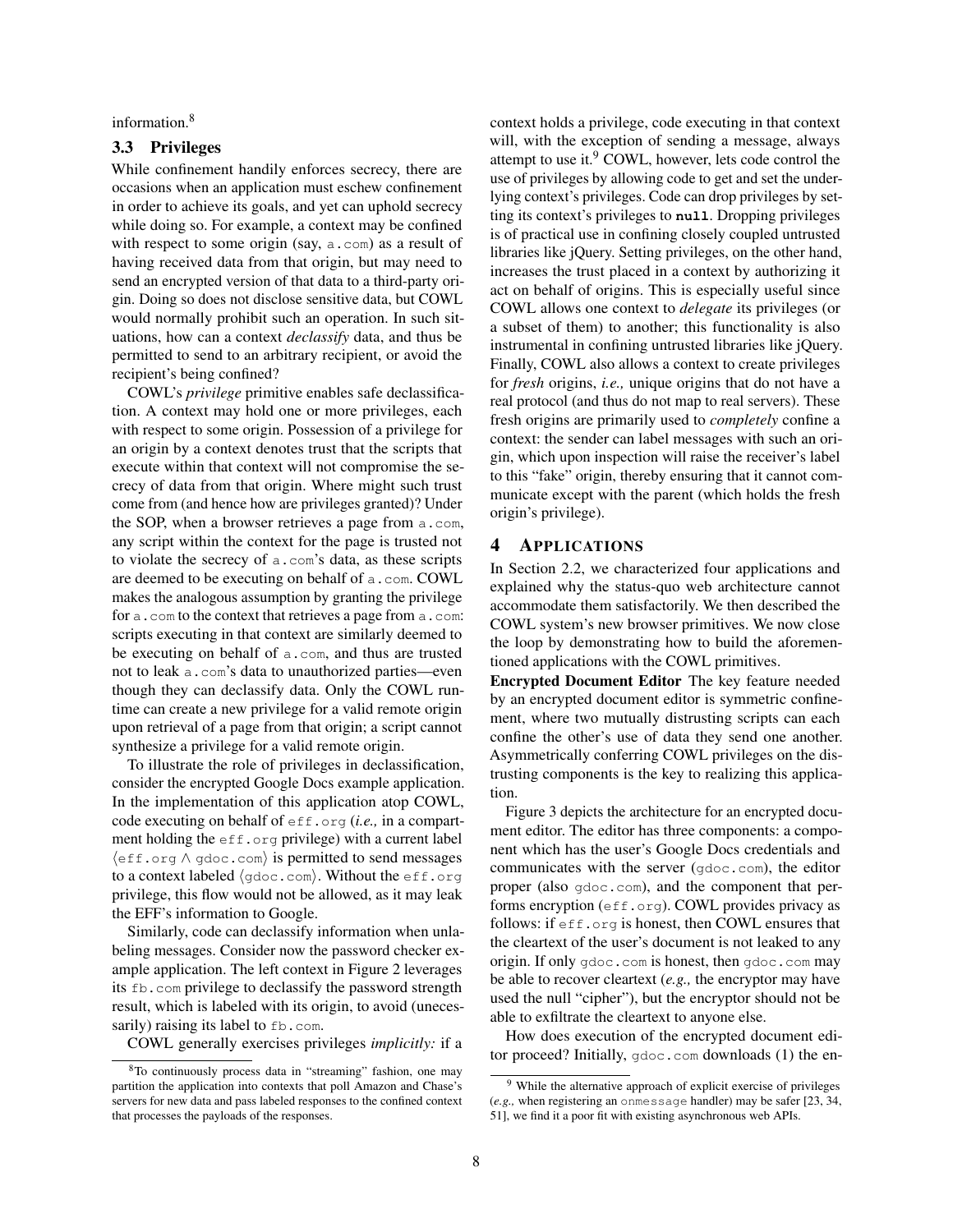information.[8]

### 3.3 Privileges

While confinement handily enforces secrecy, there are occasions when an application must eschew confinement in order to achieve its goals, and yet can uphold secrecy while doing so. For example, a context may be confined with respect to some origin (say, `a.com`) as a result of having received data from that origin, but may need to send an encrypted version of that data to a third-party origin. Doing so does not disclose sensitive data, but COWL would normally prohibit such an operation. In such situations, how can a context *declassify* data, and thus be permitted to send to an arbitrary recipient, or avoid the recipient's being confined?

COWL's *privilege* primitive enables safe declassification. A context may hold one or more privileges, each with respect to some origin. Possession of a privilege for an origin by a context denotes trust that the scripts that execute within that context will not compromise the secrecy of data from that origin. Where might such trust come from (and hence how are privileges granted)? Under the SOP, when a browser retrieves a page from `a.com`, any script within the context for the page is trusted not to violate the secrecy of `a.com`'s data, as these scripts are deemed to be executing on behalf of `a.com`. COWL makes the analogous assumption by granting the privilege for `a.com` to the context that retrieves a page from `a.com`: scripts executing in that context are similarly deemed to be executing on behalf of `a.com`, and thus are trusted not to leak `a.com`'s data to unauthorized parties—even though they can declassify data. Only the COWL runtime can create a new privilege for a valid remote origin upon retrieval of a page from that origin; a script cannot synthesize a privilege for a valid remote origin.

To illustrate the role of privileges in declassification, consider the encrypted Google Docs example application. In the implementation of this application atop COWL, code executing on behalf of `eff.org` (*i.e.,* in a compartment holding the `eff.org` privilege) with a current label $\langle$`eff.org` $\wedge$ `gdoc.com`$\rangle$ is permitted to send messages to a context labeled $\langle$`gdoc.com`$\rangle$. Without the `eff.org` privilege, this flow would not be allowed, as it may leak the EFF's information to Google.

Similarly, code can declassify information when unlabeling messages. Consider now the password checker example application. The left context in Figure 2 leverages its `fb.com` privilege to declassify the password strength result, which is labeled with its origin, to avoid (unecessarily) raising its label to `fb.com`.

COWL generally exercises privileges *implicitly:* if a context holds a privilege, code executing in that context will, with the exception of sending a message, always attempt to use it.[9] COWL, however, lets code control the use of privileges by allowing code to get and set the underlying context's privileges. Code can drop privileges by setting its context's privileges to **`null`**. Dropping privileges is of practical use in confining closely coupled untrusted libraries like jQuery. Setting privileges, on the other hand, increases the trust placed in a context by authorizing it act on behalf of origins. This is especially useful since COWL allows one context to *delegate* its privileges (or a subset of them) to another; this functionality is also instrumental in confining untrusted libraries like jQuery. Finally, COWL also allows a context to create privileges for *fresh* origins, *i.e.,* unique origins that do not have a real protocol (and thus do not map to real servers). These fresh origins are primarily used to *completely* confine a context: the sender can label messages with such an origin, which upon inspection will raise the receiver's label to this "fake" origin, thereby ensuring that it cannot communicate except with the parent (which holds the fresh origin's privilege).

## 4 Applications

In Section 2.2, we characterized four applications and explained why the status-quo web architecture cannot accommodate them satisfactorily. We then described the COWL system's new browser primitives. We now close the loop by demonstrating how to build the aforementioned applications with the COWL primitives.

**Encrypted Document Editor** The key feature needed by an encrypted document editor is symmetric confinement, where two mutually distrusting scripts can each confine the other's use of data they send one another. Asymmetrically conferring COWL privileges on the distrusting components is the key to realizing this application.

Figure 3 depicts the architecture for an encrypted document editor. The editor has three components: a component which has the user's Google Docs credentials and communicates with the server (`gdoc.com`), the editor proper (also `gdoc.com`), and the component that performs encryption (`eff.org`). COWL provides privacy as follows: if `eff.org` is honest, then COWL ensures that the cleartext of the user's document is not leaked to any origin. If only `gdoc.com` is honest, then `gdoc.com` may be able to recover cleartext (*e.g.,* the encryptor may have used the null "cipher"), but the encryptor should not be able to exfiltrate the cleartext to anyone else.

How does execution of the encrypted document editor proceed? Initially, `gdoc.com` downloads (1) the en-

[8] To continuously process data in "streaming" fashion, one may partition the application into contexts that poll Amazon and Chase's servers for new data and pass labeled responses to the confined context that processes the payloads of the responses.

[9] While the alternative approach of explicit exercise of privileges (*e.g.,* when registering an `onmessage` handler) may be safer [23, 34, 51], we find it a poor fit with existing asynchronous web APIs.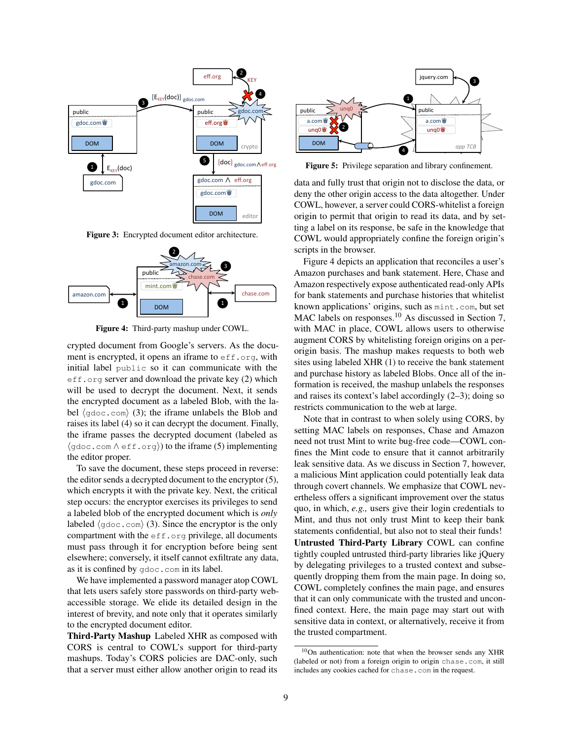Figure 3: Encrypted document editor architecture.

Figure 4: Third-party mashup under COWL.

crypted document from Google's servers. As the document is encrypted, it opens an iframe to `eff.org`, with initial label `public` so it can communicate with the `eff.org` server and download the private key (2) which will be used to decrypt the document. Next, it sends the encrypted document as a labeled Blob, with the label ⟨`gdoc.com`⟩ (3); the iframe unlabels the Blob and raises its label (4) so it can decrypt the document. Finally, the iframe passes the decrypted document (labeled as ⟨`gdoc.com` ∧ `eff.org`⟩) to the iframe (5) implementing the editor proper.

To save the document, these steps proceed in reverse: the editor sends a decrypted document to the encryptor (5), which encrypts it with the private key. Next, the critical step occurs: the encryptor exercises its privileges to send a labeled blob of the encrypted document which is *only* labeled ⟨`gdoc.com`⟩ (3). Since the encryptor is the only compartment with the `eff.org` privilege, all documents must pass through it for encryption before being sent elsewhere; conversely, it itself cannot exfiltrate any data, as it is confined by `gdoc.com` in its label.

We have implemented a password manager atop COWL that lets users safely store passwords on third-party web-accessible storage. We elide its detailed design in the interest of brevity, and note only that it operates similarly to the encrypted document editor.

**Third-Party Mashup** Labeled XHR as composed with CORS is central to COWL's support for third-party mashups. Today's CORS policies are DAC-only, such that a server must either allow another origin to read its data and fully trust that origin not to disclose the data, or deny the other origin access to the data altogether. Under COWL, however, a server could CORS-whitelist a foreign origin to permit that origin to read its data, and by setting a label on its response, be safe in the knowledge that COWL would appropriately confine the foreign origin's scripts in the browser.

Figure 5: Privilege separation and library confinement.

Figure 4 depicts an application that reconciles a user's Amazon purchases and bank statement. Here, Chase and Amazon respectively expose authenticated read-only APIs for bank statements and purchase histories that whitelist known applications' origins, such as `mint.com`, but set MAC labels on responses.[10] As discussed in Section 7, with MAC in place, COWL allows users to otherwise augment CORS by whitelisting foreign origins on a per-origin basis. The mashup makes requests to both web sites using labeled XHR (1) to receive the bank statement and purchase history as labeled Blobs. Once all of the information is received, the mashup unlabels the responses and raises its context's label accordingly (2–3); doing so restricts communication to the web at large.

Note that in contrast to when solely using CORS, by setting MAC labels on responses, Chase and Amazon need not trust Mint to write bug-free code—COWL confines the Mint code to ensure that it cannot arbitrarily leak sensitive data. As we discuss in Section 7, however, a malicious Mint application could potentially leak data through covert channels. We emphasize that COWL nevertheless offers a significant improvement over the status quo, in which, *e.g.,* users give their login credentials to Mint, and thus not only trust Mint to keep their bank statements confidential, but also not to steal their funds!

**Untrusted Third-Party Library** COWL can confine tightly coupled untrusted third-party libraries like jQuery by delegating privileges to a trusted context and subsequently dropping them from the main page. In doing so, COWL completely confines the main page, and ensures that it can only communicate with the trusted and unconfined context. Here, the main page may start out with sensitive data in context, or alternatively, receive it from the trusted compartment.

[10] On authentication: note that when the browser sends any XHR (labeled or not) from a foreign origin to origin `chase.com`, it still includes any cookies cached for `chase.com` in the request.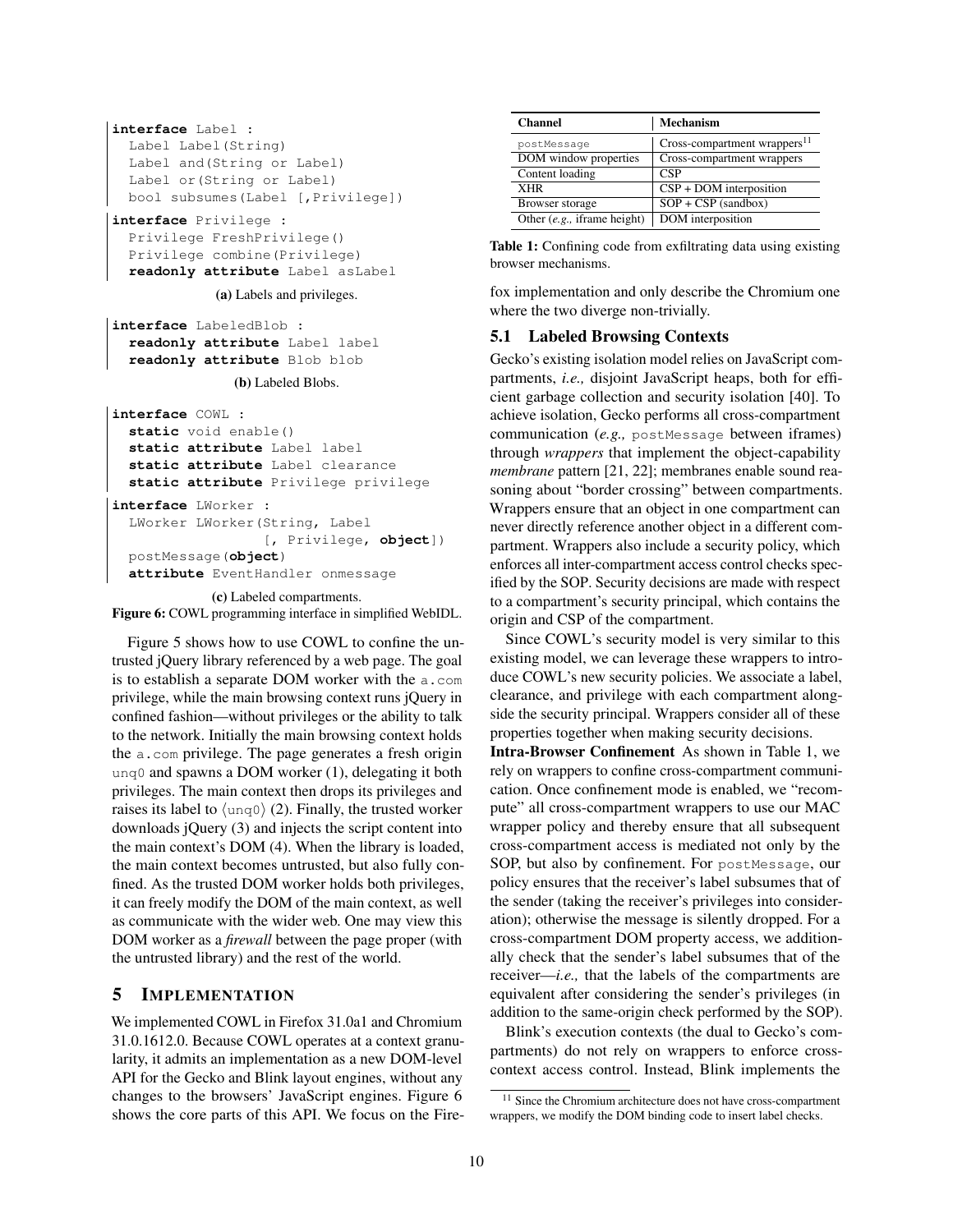```
interface Label :
  Label Label(String)
  Label and(String or Label)
  Label or(String or Label)
  bool subsumes(Label [,Privilege])

interface Privilege :
  Privilege FreshPrivilege()
  Privilege combine(Privilege)
  readonly attribute Label asLabel
```

(a) Labels and privileges.

```
interface LabeledBlob :
  readonly attribute Label label
  readonly attribute Blob blob
```

(b) Labeled Blobs.

```
interface COWL :
  static void enable()
  static attribute Label label
  static attribute Label clearance
  static attribute Privilege privilege

interface LWorker :
  LWorker LWorker(String, Label
                  [, Privilege, object])
  postMessage(object)
  attribute EventHandler onmessage
```

(c) Labeled compartments.

**Figure 6:** COWL programming interface in simplified WebIDL.

Figure 5 shows how to use COWL to confine the untrusted jQuery library referenced by a web page. The goal is to establish a separate DOM worker with the `a.com` privilege, while the main browsing context runs jQuery in confined fashion—without privileges or the ability to talk to the network. Initially the main browsing context holds the `a.com` privilege. The page generates a fresh origin `unq0` and spawns a DOM worker (1), delegating it both privileges. The main context then drops its privileges and raises its label to ⟨`unq0`⟩ (2). Finally, the trusted worker downloads jQuery (3) and injects the script content into the main context's DOM (4). When the library is loaded, the main context becomes untrusted, but also fully confined. As the trusted DOM worker holds both privileges, it can freely modify the DOM of the main context, as well as communicate with the wider web. One may view this DOM worker as a *firewall* between the page proper (with the untrusted library) and the rest of the world.

## 5 Implementation

We implemented COWL in Firefox 31.0a1 and Chromium 31.0.1612.0. Because COWL operates at a context granularity, it admits an implementation as a new DOM-level API for the Gecko and Blink layout engines, without any changes to the browsers' JavaScript engines. Figure 6 shows the core parts of this API. We focus on the Firefox implementation and only describe the Chromium one where the two diverge non-trivially.

| Channel | Mechanism |
|---|---|
| `postMessage` | Cross-compartment wrappers[11] |
| DOM window properties | Cross-compartment wrappers |
| Content loading | CSP |
| XHR | CSP + DOM interposition |
| Browser storage | SOP + CSP (sandbox) |
| Other (*e.g.,* iframe height) | DOM interposition |

**Table 1:** Confining code from exfiltrating data using existing browser mechanisms.

### 5.1 Labeled Browsing Contexts

Gecko's existing isolation model relies on JavaScript compartments, *i.e.,* disjoint JavaScript heaps, both for efficient garbage collection and security isolation [40]. To achieve isolation, Gecko performs all cross-compartment communication (*e.g.,* `postMessage` between iframes) through *wrappers* that implement the object-capability *membrane* pattern [21, 22]; membranes enable sound reasoning about "border crossing" between compartments. Wrappers ensure that an object in one compartment can never directly reference another object in a different compartment. Wrappers also include a security policy, which enforces all inter-compartment access control checks specified by the SOP. Security decisions are made with respect to a compartment's security principal, which contains the origin and CSP of the compartment.

Since COWL's security model is very similar to this existing model, we can leverage these wrappers to introduce COWL's new security policies. We associate a label, clearance, and privilege with each compartment alongside the security principal. Wrappers consider all of these properties together when making security decisions.

**Intra-Browser Confinement** As shown in Table 1, we rely on wrappers to confine cross-compartment communication. Once confinement mode is enabled, we "recompute" all cross-compartment wrappers to use our MAC wrapper policy and thereby ensure that all subsequent cross-compartment access is mediated not only by the SOP, but also by confinement. For `postMessage`, our policy ensures that the receiver's label subsumes that of the sender (taking the receiver's privileges into consideration); otherwise the message is silently dropped. For a cross-compartment DOM property access, we additionally check that the sender's label subsumes that of the receiver—*i.e.,* that the labels of the compartments are equivalent after considering the sender's privileges (in addition to the same-origin check performed by the SOP).

Blink's execution contexts (the dual to Gecko's compartments) do not rely on wrappers to enforce cross-context access control. Instead, Blink implements the

[11] Since the Chromium architecture does not have cross-compartment wrappers, we modify the DOM binding code to insert label checks.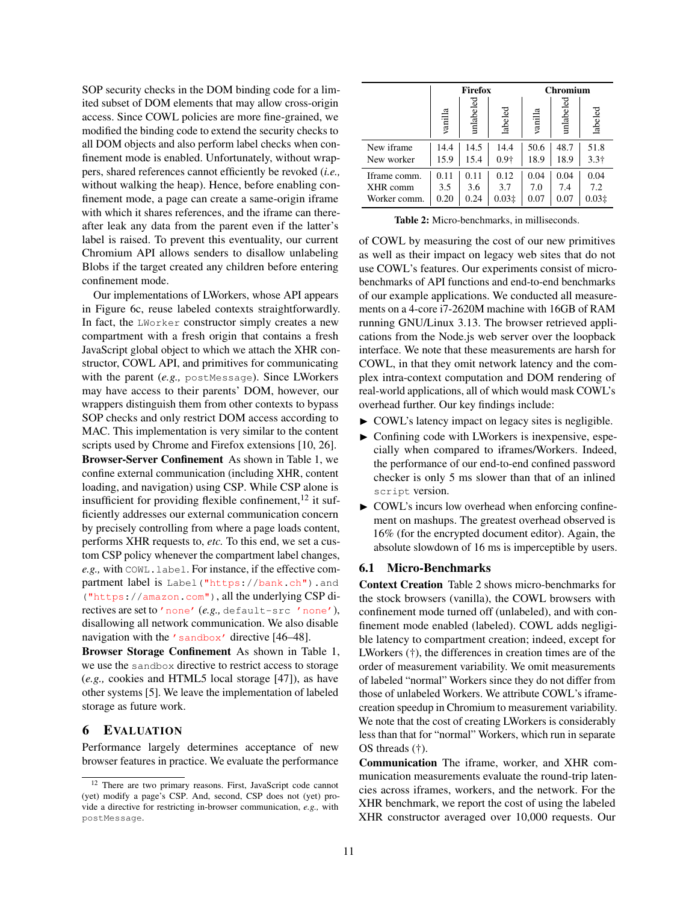SOP security checks in the DOM binding code for a limited subset of DOM elements that may allow cross-origin access. Since COWL policies are more fine-grained, we modified the binding code to extend the security checks to all DOM objects and also perform label checks when confinement mode is enabled. Unfortunately, without wrappers, shared references cannot efficiently be revoked (*i.e.,* without walking the heap). Hence, before enabling confinement mode, a page can create a same-origin iframe with which it shares references, and the iframe can thereafter leak any data from the parent even if the latter's label is raised. To prevent this eventuality, our current Chromium API allows senders to disallow unlabeling Blobs if the target created any children before entering confinement mode.

Our implementations of LWorkers, whose API appears in Figure 6c, reuse labeled contexts straightforwardly. In fact, the `LWorker` constructor simply creates a new compartment with a fresh origin that contains a fresh JavaScript global object to which we attach the XHR constructor, COWL API, and primitives for communicating with the parent (*e.g.,* `postMessage`). Since LWorkers may have access to their parents' DOM, however, our wrappers distinguish them from other contexts to bypass SOP checks and only restrict DOM access according to MAC. This implementation is very similar to the content scripts used by Chrome and Firefox extensions [10, 26].

**Browser-Server Confinement** As shown in Table 1, we confine external communication (including XHR, content loading, and navigation) using CSP. While CSP alone is insufficient for providing flexible confinement,[12] it sufficiently addresses our external communication concern by precisely controlling from where a page loads content, performs XHR requests to, *etc.* To this end, we set a custom CSP policy whenever the compartment label changes, *e.g.,* with `COWL.label`. For instance, if the effective compartment label is `Label("https://bank.ch").and("https://amazon.com")`, all the underlying CSP directives are set to `'none'` (*e.g.,* `default-src 'none'`), disallowing all network communication. We also disable navigation with the `'sandbox'` directive [46–48].

**Browser Storage Confinement** As shown in Table 1, we use the `sandbox` directive to restrict access to storage (*e.g.,* cookies and HTML5 local storage [47]), as have other systems [5]. We leave the implementation of labeled storage as future work.

# 6 Evaluation

Performance largely determines acceptance of new browser features in practice. We evaluate the performance of COWL by measuring the cost of our new primitives as well as their impact on legacy web sites that do not use COWL's features. Our experiments consist of micro-benchmarks of API functions and end-to-end benchmarks of our example applications. We conducted all measurements on a 4-core i7-2620M machine with 16GB of RAM running GNU/Linux 3.13. The browser retrieved applications from the Node.js web server over the loopback interface. We note that these measurements are harsh for COWL, in that they omit network latency and the complex intra-context computation and DOM rendering of real-world applications, all of which would mask COWL's overhead further. Our key findings include:

- COWL's latency impact on legacy sites is negligible.
- Confining code with LWorkers is inexpensive, especially when compared to iframes/Workers. Indeed, the performance of our end-to-end confined password checker is only 5 ms slower than that of an inlined `script` version.
- COWL's incurs low overhead when enforcing confinement on mashups. The greatest overhead observed is 16% (for the encrypted document editor). Again, the absolute slowdown of 16 ms is imperceptible by users.

| | Firefox | | | Chromium | | |
|---|---|---|---|---|---|---|
| | vanilla | unlabeled | labeled | vanilla | unlabeled | labeled |
| New iframe | 14.4 | 14.5 | 14.4 | 50.6 | 48.7 | 51.8 |
| New worker | 15.9 | 15.4 | 0.9† | 18.9 | 18.9 | 3.3† |
| Iframe comm. | 0.11 | 0.11 | 0.12 | 0.04 | 0.04 | 0.04 |
| XHR comm | 3.5 | 3.6 | 3.7 | 7.0 | 7.4 | 7.2 |
| Worker comm. | 0.20 | 0.24 | 0.03‡ | 0.07 | 0.07 | 0.03‡ |

**Table 2:** Micro-benchmarks, in milliseconds.

## 6.1 Micro-Benchmarks

**Context Creation** Table 2 shows micro-benchmarks for the stock browsers (vanilla), the COWL browsers with confinement mode turned off (unlabeled), and with confinement mode enabled (labeled). COWL adds negligible latency to compartment creation; indeed, except for LWorkers (†), the differences in creation times are of the order of measurement variability. We omit measurements of labeled "normal" Workers since they do not differ from those of unlabeled Workers. We attribute COWL's iframe-creation speedup in Chromium to measurement variability. We note that the cost of creating LWorkers is considerably less than that for "normal" Workers, which run in separate OS threads (†).

**Communication** The iframe, worker, and XHR communication measurements evaluate the round-trip latencies across iframes, workers, and the network. For the XHR benchmark, we report the cost of using the labeled XHR constructor averaged over 10,000 requests. Our

[12] There are two primary reasons. First, JavaScript code cannot (yet) modify a page's CSP. And, second, CSP does not (yet) provide a directive for restricting in-browser communication, *e.g.,* with `postMessage`.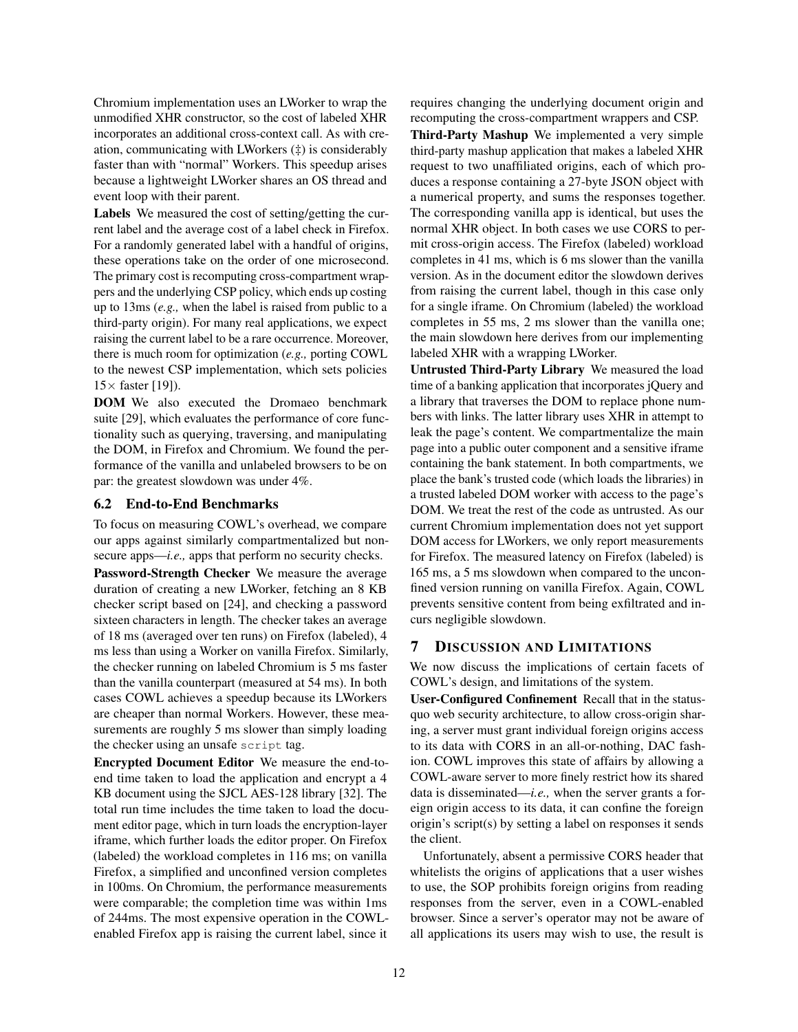Chromium implementation uses an LWorker to wrap the unmodified XHR constructor, so the cost of labeled XHR incorporates an additional cross-context call. As with creation, communicating with LWorkers (‡) is considerably faster than with "normal" Workers. This speedup arises because a lightweight LWorker shares an OS thread and event loop with their parent.

**Labels** We measured the cost of setting/getting the current label and the average cost of a label check in Firefox. For a randomly generated label with a handful of origins, these operations take on the order of one microsecond. The primary cost is recomputing cross-compartment wrappers and the underlying CSP policy, which ends up costing up to 13ms (*e.g.,* when the label is raised from public to a third-party origin). For many real applications, we expect raising the current label to be a rare occurrence. Moreover, there is much room for optimization (*e.g.,* porting COWL to the newest CSP implementation, which sets policies 15× faster [19]).

**DOM** We also executed the Dromaeo benchmark suite [29], which evaluates the performance of core functionality such as querying, traversing, and manipulating the DOM, in Firefox and Chromium. We found the performance of the vanilla and unlabeled browsers to be on par: the greatest slowdown was under 4%.

### 6.2 End-to-End Benchmarks

To focus on measuring COWL's overhead, we compare our apps against similarly compartmentalized but non-secure apps—*i.e.,* apps that perform no security checks.

**Password-Strength Checker** We measure the average duration of creating a new LWorker, fetching an 8 KB checker script based on [24], and checking a password sixteen characters in length. The checker takes an average of 18 ms (averaged over ten runs) on Firefox (labeled), 4 ms less than using a Worker on vanilla Firefox. Similarly, the checker running on labeled Chromium is 5 ms faster than the vanilla counterpart (measured at 54 ms). In both cases COWL achieves a speedup because its LWorkers are cheaper than normal Workers. However, these measurements are roughly 5 ms slower than simply loading the checker using an unsafe `script` tag.

**Encrypted Document Editor** We measure the end-to-end time taken to load the application and encrypt a 4 KB document using the SJCL AES-128 library [32]. The total run time includes the time taken to load the document editor page, which in turn loads the encryption-layer iframe, which further loads the editor proper. On Firefox (labeled) the workload completes in 116 ms; on vanilla Firefox, a simplified and unconfined version completes in 100ms. On Chromium, the performance measurements were comparable; the completion time was within 1ms of 244ms. The most expensive operation in the COWL-enabled Firefox app is raising the current label, since it requires changing the underlying document origin and recomputing the cross-compartment wrappers and CSP.

**Third-Party Mashup** We implemented a very simple third-party mashup application that makes a labeled XHR request to two unaffiliated origins, each of which produces a response containing a 27-byte JSON object with a numerical property, and sums the responses together. The corresponding vanilla app is identical, but uses the normal XHR object. In both cases we use CORS to permit cross-origin access. The Firefox (labeled) workload completes in 41 ms, which is 6 ms slower than the vanilla version. As in the document editor the slowdown derives from raising the current label, though in this case only for a single iframe. On Chromium (labeled) the workload completes in 55 ms, 2 ms slower than the vanilla one; the main slowdown here derives from our implementing labeled XHR with a wrapping LWorker.

**Untrusted Third-Party Library** We measured the load time of a banking application that incorporates jQuery and a library that traverses the DOM to replace phone numbers with links. The latter library uses XHR in attempt to leak the page's content. We compartmentalize the main page into a public outer component and a sensitive iframe containing the bank statement. In both compartments, we place the bank's trusted code (which loads the libraries) in a trusted labeled DOM worker with access to the page's DOM. We treat the rest of the code as untrusted. As our current Chromium implementation does not yet support DOM access for LWorkers, we only report measurements for Firefox. The measured latency on Firefox (labeled) is 165 ms, a 5 ms slowdown when compared to the unconfined version running on vanilla Firefox. Again, COWL prevents sensitive content from being exfiltrated and incurs negligible slowdown.

## 7 Discussion and Limitations

We now discuss the implications of certain facets of COWL's design, and limitations of the system.

**User-Configured Confinement** Recall that in the status-quo web security architecture, to allow cross-origin sharing, a server must grant individual foreign origins access to its data with CORS in an all-or-nothing, DAC fashion. COWL improves this state of affairs by allowing a COWL-aware server to more finely restrict how its shared data is disseminated—*i.e.,* when the server grants a foreign origin access to its data, it can confine the foreign origin's script(s) by setting a label on responses it sends the client.

Unfortunately, absent a permissive CORS header that whitelists the origins of applications that a user wishes to use, the SOP prohibits foreign origins from reading responses from the server, even in a COWL-enabled browser. Since a server's operator may not be aware of all applications its users may wish to use, the result is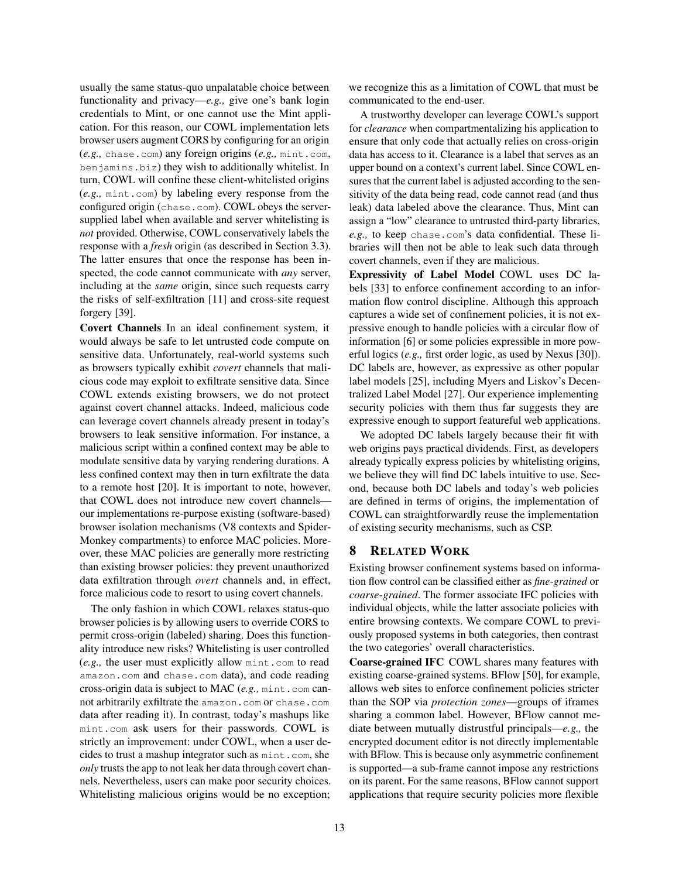usually the same status-quo unpalatable choice between functionality and privacy—*e.g.,* give one's bank login credentials to Mint, or one cannot use the Mint application. For this reason, our COWL implementation lets browser users augment CORS by configuring for an origin (*e.g.,* `chase.com`) any foreign origins (*e.g.,* `mint.com`, `benjamins.biz`) they wish to additionally whitelist. In turn, COWL will confine these client-whitelisted origins (*e.g.,* `mint.com`) by labeling every response from the configured origin (`chase.com`). COWL obeys the server-supplied label when available and server whitelisting is *not* provided. Otherwise, COWL conservatively labels the response with a *fresh* origin (as described in Section 3.3). The latter ensures that once the response has been inspected, the code cannot communicate with *any* server, including at the *same* origin, since such requests carry the risks of self-exfiltration [11] and cross-site request forgery [39].

**Covert Channels** In an ideal confinement system, it would always be safe to let untrusted code compute on sensitive data. Unfortunately, real-world systems such as browsers typically exhibit *covert* channels that malicious code may exploit to exfiltrate sensitive data. Since COWL extends existing browsers, we do not protect against covert channel attacks. Indeed, malicious code can leverage covert channels already present in today's browsers to leak sensitive information. For instance, a malicious script within a confined context may be able to modulate sensitive data by varying rendering durations. A less confined context may then in turn exfiltrate the data to a remote host [20]. It is important to note, however, that COWL does not introduce new covert channels—our implementations re-purpose existing (software-based) browser isolation mechanisms (V8 contexts and SpiderMonkey compartments) to enforce MAC policies. Moreover, these MAC policies are generally more restricting than existing browser policies: they prevent unauthorized data exfiltration through *overt* channels and, in effect, force malicious code to resort to using covert channels.

The only fashion in which COWL relaxes status-quo browser policies is by allowing users to override CORS to permit cross-origin (labeled) sharing. Does this functionality introduce new risks? Whitelisting is user controlled (*e.g.,* the user must explicitly allow `mint.com` to read `amazon.com` and `chase.com` data), and code reading cross-origin data is subject to MAC (*e.g.,* `mint.com` cannot arbitrarily exfiltrate the `amazon.com` or `chase.com` data after reading it). In contrast, today's mashups like `mint.com` ask users for their passwords. COWL is strictly an improvement: under COWL, when a user decides to trust a mashup integrator such as `mint.com`, she *only* trusts the app to not leak her data through covert channels. Nevertheless, users can make poor security choices. Whitelisting malicious origins would be no exception; we recognize this as a limitation of COWL that must be communicated to the end-user.

A trustworthy developer can leverage COWL's support for *clearance* when compartmentalizing his application to ensure that only code that actually relies on cross-origin data has access to it. Clearance is a label that serves as an upper bound on a context's current label. Since COWL ensures that the current label is adjusted according to the sensitivity of the data being read, code cannot read (and thus leak) data labeled above the clearance. Thus, Mint can assign a "low" clearance to untrusted third-party libraries, *e.g.,* to keep `chase.com`'s data confidential. These libraries will then not be able to leak such data through covert channels, even if they are malicious.

**Expressivity of Label Model** COWL uses DC labels [33] to enforce confinement according to an information flow control discipline. Although this approach captures a wide set of confinement policies, it is not expressive enough to handle policies with a circular flow of information [6] or some policies expressible in more powerful logics (*e.g.,* first order logic, as used by Nexus [30]). DC labels are, however, as expressive as other popular label models [25], including Myers and Liskov's Decentralized Label Model [27]. Our experience implementing security policies with them thus far suggests they are expressive enough to support featureful web applications.

We adopted DC labels largely because their fit with web origins pays practical dividends. First, as developers already typically express policies by whitelisting origins, we believe they will find DC labels intuitive to use. Second, because both DC labels and today's web policies are defined in terms of origins, the implementation of COWL can straightforwardly reuse the implementation of existing security mechanisms, such as CSP.

## 8 Related Work

Existing browser confinement systems based on information flow control can be classified either as *fine-grained* or *coarse-grained*. The former associate IFC policies with individual objects, while the latter associate policies with entire browsing contexts. We compare COWL to previously proposed systems in both categories, then contrast the two categories' overall characteristics.

**Coarse-grained IFC** COWL shares many features with existing coarse-grained systems. BFlow [50], for example, allows web sites to enforce confinement policies stricter than the SOP via *protection zones*—groups of iframes sharing a common label. However, BFlow cannot mediate between mutually distrustful principals—*e.g.,* the encrypted document editor is not directly implementable with BFlow. This is because only asymmetric confinement is supported—a sub-frame cannot impose any restrictions on its parent. For the same reasons, BFlow cannot support applications that require security policies more flexible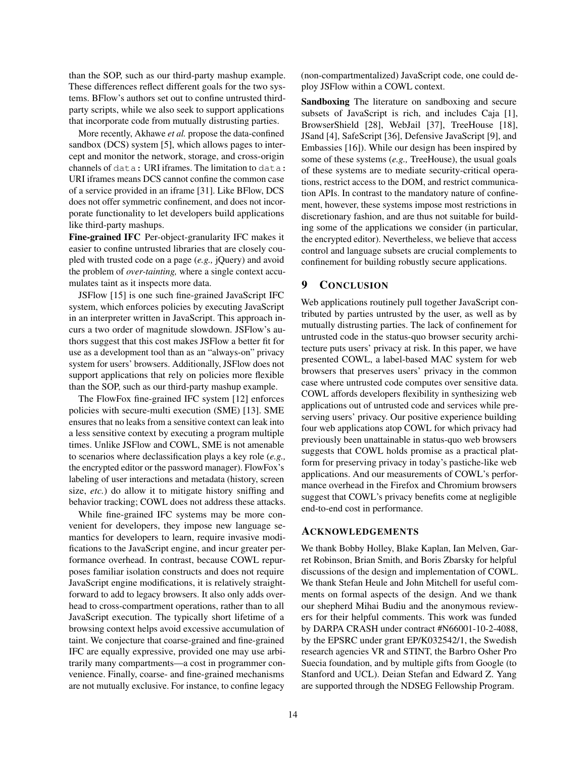than the SOP, such as our third-party mashup example. These differences reflect different goals for the two systems. BFlow's authors set out to confine untrusted third-party scripts, while we also seek to support applications that incorporate code from mutually distrusting parties.

More recently, Akhawe *et al.* propose the data-confined sandbox (DCS) system [5], which allows pages to intercept and monitor the network, storage, and cross-origin channels of `data:` URI iframes. The limitation to `data:` URI iframes means DCS cannot confine the common case of a service provided in an iframe [31]. Like BFlow, DCS does not offer symmetric confinement, and does not incorporate functionality to let developers build applications like third-party mashups.

**Fine-grained IFC** Per-object-granularity IFC makes it easier to confine untrusted libraries that are closely coupled with trusted code on a page (*e.g.,* jQuery) and avoid the problem of *over-tainting,* where a single context accumulates taint as it inspects more data.

JSFlow [15] is one such fine-grained JavaScript IFC system, which enforces policies by executing JavaScript in an interpreter written in JavaScript. This approach incurs a two order of magnitude slowdown. JSFlow's authors suggest that this cost makes JSFlow a better fit for use as a development tool than as an "always-on" privacy system for users' browsers. Additionally, JSFlow does not support applications that rely on policies more flexible than the SOP, such as our third-party mashup example.

The FlowFox fine-grained IFC system [12] enforces policies with secure-multi execution (SME) [13]. SME ensures that no leaks from a sensitive context can leak into a less sensitive context by executing a program multiple times. Unlike JSFlow and COWL, SME is not amenable to scenarios where declassification plays a key role (*e.g.,* the encrypted editor or the password manager). FlowFox's labeling of user interactions and metadata (history, screen size, *etc.*) do allow it to mitigate history sniffing and behavior tracking; COWL does not address these attacks.

While fine-grained IFC systems may be more convenient for developers, they impose new language semantics for developers to learn, require invasive modifications to the JavaScript engine, and incur greater performance overhead. In contrast, because COWL repurposes familiar isolation constructs and does not require JavaScript engine modifications, it is relatively straightforward to add to legacy browsers. It also only adds overhead to cross-compartment operations, rather than to all JavaScript execution. The typically short lifetime of a browsing context helps avoid excessive accumulation of taint. We conjecture that coarse-grained and fine-grained IFC are equally expressive, provided one may use arbitrarily many compartments—a cost in programmer convenience. Finally, coarse- and fine-grained mechanisms are not mutually exclusive. For instance, to confine legacy (non-compartmentalized) JavaScript code, one could deploy JSFlow within a COWL context.

**Sandboxing** The literature on sandboxing and secure subsets of JavaScript is rich, and includes Caja [1], BrowserShield [28], WebJail [37], TreeHouse [18], JSand [4], SafeScript [36], Defensive JavaScript [9], and Embassies [16]). While our design has been inspired by some of these systems (*e.g.,* TreeHouse), the usual goals of these systems are to mediate security-critical operations, restrict access to the DOM, and restrict communication APIs. In contrast to the mandatory nature of confinement, however, these systems impose most restrictions in discretionary fashion, and are thus not suitable for building some of the applications we consider (in particular, the encrypted editor). Nevertheless, we believe that access control and language subsets are crucial complements to confinement for building robustly secure applications.

## 9 Conclusion

Web applications routinely pull together JavaScript contributed by parties untrusted by the user, as well as by mutually distrusting parties. The lack of confinement for untrusted code in the status-quo browser security architecture puts users' privacy at risk. In this paper, we have presented COWL, a label-based MAC system for web browsers that preserves users' privacy in the common case where untrusted code computes over sensitive data. COWL affords developers flexibility in synthesizing web applications out of untrusted code and services while preserving users' privacy. Our positive experience building four web applications atop COWL for which privacy had previously been unattainable in status-quo web browsers suggests that COWL holds promise as a practical platform for preserving privacy in today's pastiche-like web applications. And our measurements of COWL's performance overhead in the Firefox and Chromium browsers suggest that COWL's privacy benefits come at negligible end-to-end cost in performance.

## Acknowledgements

We thank Bobby Holley, Blake Kaplan, Ian Melven, Garret Robinson, Brian Smith, and Boris Zbarsky for helpful discussions of the design and implementation of COWL. We thank Stefan Heule and John Mitchell for useful comments on formal aspects of the design. And we thank our shepherd Mihai Budiu and the anonymous reviewers for their helpful comments. This work was funded by DARPA CRASH under contract #N66001-10-2-4088, by the EPSRC under grant EP/K032542/1, the Swedish research agencies VR and STINT, the Barbro Osher Pro Suecia foundation, and by multiple gifts from Google (to Stanford and UCL). Deian Stefan and Edward Z. Yang are supported through the NDSEG Fellowship Program.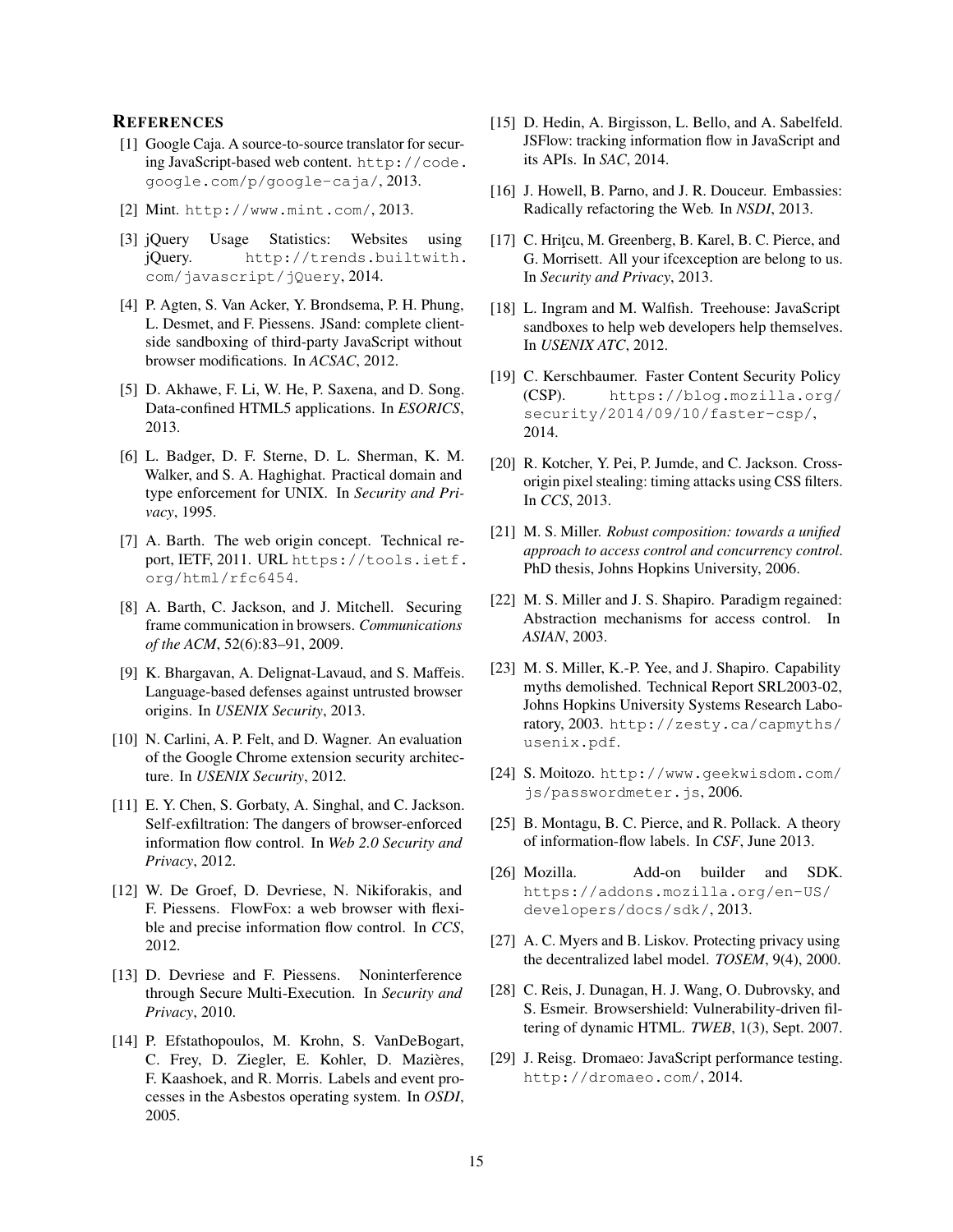## References

[1] Google Caja. A source-to-source translator for securing JavaScript-based web content. http://code.google.com/p/google-caja/, 2013.

[2] Mint. http://www.mint.com/, 2013.

[3] jQuery Usage Statistics: Websites using jQuery. http://trends.builtwith.com/javascript/jQuery, 2014.

[4] P. Agten, S. Van Acker, Y. Brondsema, P. H. Phung, L. Desmet, and F. Piessens. JSand: complete client-side sandboxing of third-party JavaScript without browser modifications. In *ACSAC*, 2012.

[5] D. Akhawe, F. Li, W. He, P. Saxena, and D. Song. Data-confined HTML5 applications. In *ESORICS*, 2013.

[6] L. Badger, D. F. Sterne, D. L. Sherman, K. M. Walker, and S. A. Haghighat. Practical domain and type enforcement for UNIX. In *Security and Privacy*, 1995.

[7] A. Barth. The web origin concept. Technical report, IETF, 2011. URL https://tools.ietf.org/html/rfc6454.

[8] A. Barth, C. Jackson, and J. Mitchell. Securing frame communication in browsers. *Communications of the ACM*, 52(6):83–91, 2009.

[9] K. Bhargavan, A. Delignat-Lavaud, and S. Maffeis. Language-based defenses against untrusted browser origins. In *USENIX Security*, 2013.

[10] N. Carlini, A. P. Felt, and D. Wagner. An evaluation of the Google Chrome extension security architecture. In *USENIX Security*, 2012.

[11] E. Y. Chen, S. Gorbaty, A. Singhal, and C. Jackson. Self-exfiltration: The dangers of browser-enforced information flow control. In *Web 2.0 Security and Privacy*, 2012.

[12] W. De Groef, D. Devriese, N. Nikiforakis, and F. Piessens. FlowFox: a web browser with flexible and precise information flow control. In *CCS*, 2012.

[13] D. Devriese and F. Piessens. Noninterference through Secure Multi-Execution. In *Security and Privacy*, 2010.

[14] P. Efstathopoulos, M. Krohn, S. VanDeBogart, C. Frey, D. Ziegler, E. Kohler, D. Mazières, F. Kaashoek, and R. Morris. Labels and event processes in the Asbestos operating system. In *OSDI*, 2005.

[15] D. Hedin, A. Birgisson, L. Bello, and A. Sabelfeld. JSFlow: tracking information flow in JavaScript and its APIs. In *SAC*, 2014.

[16] J. Howell, B. Parno, and J. R. Douceur. Embassies: Radically refactoring the Web. In *NSDI*, 2013.

[17] C. Hriţcu, M. Greenberg, B. Karel, B. C. Pierce, and G. Morrisett. All your ifcexception are belong to us. In *Security and Privacy*, 2013.

[18] L. Ingram and M. Walfish. Treehouse: JavaScript sandboxes to help web developers help themselves. In *USENIX ATC*, 2012.

[19] C. Kerschbaumer. Faster Content Security Policy (CSP). https://blog.mozilla.org/security/2014/09/10/faster-csp/, 2014.

[20] R. Kotcher, Y. Pei, P. Jumde, and C. Jackson. Cross-origin pixel stealing: timing attacks using CSS filters. In *CCS*, 2013.

[21] M. S. Miller. *Robust composition: towards a unified approach to access control and concurrency control*. PhD thesis, Johns Hopkins University, 2006.

[22] M. S. Miller and J. S. Shapiro. Paradigm regained: Abstraction mechanisms for access control. In *ASIAN*, 2003.

[23] M. S. Miller, K.-P. Yee, and J. Shapiro. Capability myths demolished. Technical Report SRL2003-02, Johns Hopkins University Systems Research Laboratory, 2003. http://zesty.ca/capmyths/usenix.pdf.

[24] S. Moitozo. http://www.geekwisdom.com/js/passwordmeter.js, 2006.

[25] B. Montagu, B. C. Pierce, and R. Pollack. A theory of information-flow labels. In *CSF*, June 2013.

[26] Mozilla. Add-on builder and SDK. https://addons.mozilla.org/en-US/developers/docs/sdk/, 2013.

[27] A. C. Myers and B. Liskov. Protecting privacy using the decentralized label model. *TOSEM*, 9(4), 2000.

[28] C. Reis, J. Dunagan, H. J. Wang, O. Dubrovsky, and S. Esmeir. Browsershield: Vulnerability-driven filtering of dynamic HTML. *TWEB*, 1(3), Sept. 2007.

[29] J. Reisg. Dromaeo: JavaScript performance testing. http://dromaeo.com/, 2014.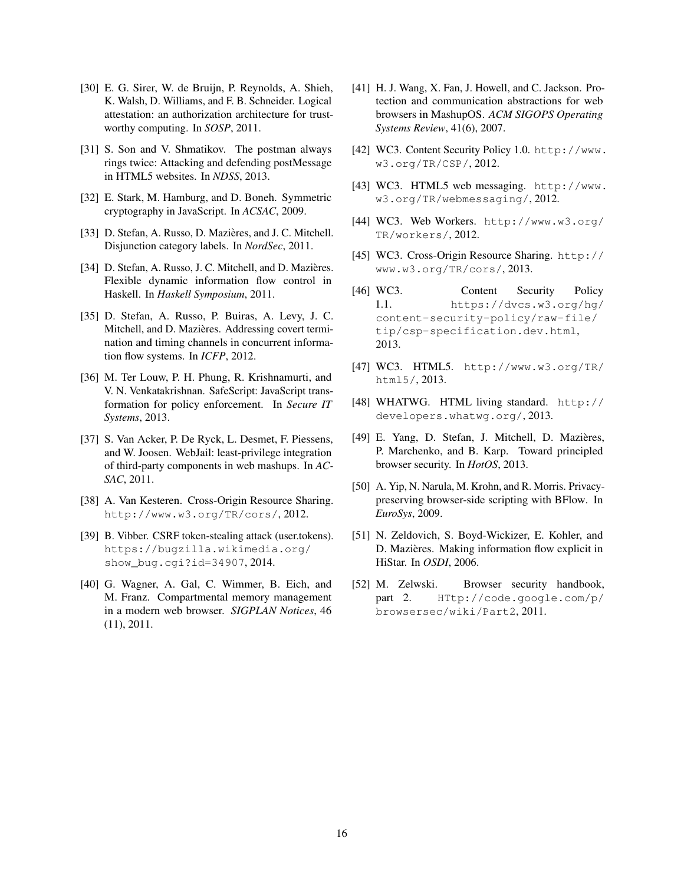[30] E. G. Sirer, W. de Bruijn, P. Reynolds, A. Shieh, K. Walsh, D. Williams, and F. B. Schneider. Logical attestation: an authorization architecture for trustworthy computing. In *SOSP*, 2011.

[31] S. Son and V. Shmatikov. The postman always rings twice: Attacking and defending postMessage in HTML5 websites. In *NDSS*, 2013.

[32] E. Stark, M. Hamburg, and D. Boneh. Symmetric cryptography in JavaScript. In *ACSAC*, 2009.

[33] D. Stefan, A. Russo, D. Mazières, and J. C. Mitchell. Disjunction category labels. In *NordSec*, 2011.

[34] D. Stefan, A. Russo, J. C. Mitchell, and D. Mazières. Flexible dynamic information flow control in Haskell. In *Haskell Symposium*, 2011.

[35] D. Stefan, A. Russo, P. Buiras, A. Levy, J. C. Mitchell, and D. Mazières. Addressing covert termination and timing channels in concurrent information flow systems. In *ICFP*, 2012.

[36] M. Ter Louw, P. H. Phung, R. Krishnamurti, and V. N. Venkatakrishnan. SafeScript: JavaScript transformation for policy enforcement. In *Secure IT Systems*, 2013.

[37] S. Van Acker, P. De Ryck, L. Desmet, F. Piessens, and W. Joosen. WebJail: least-privilege integration of third-party components in web mashups. In *ACSAC*, 2011.

[38] A. Van Kesteren. Cross-Origin Resource Sharing. `http://www.w3.org/TR/cors/`, 2012.

[39] B. Vibber. CSRF token-stealing attack (user.tokens). `https://bugzilla.wikimedia.org/show_bug.cgi?id=34907`, 2014.

[40] G. Wagner, A. Gal, C. Wimmer, B. Eich, and M. Franz. Compartmental memory management in a modern web browser. *SIGPLAN Notices*, 46 (11), 2011.

[41] H. J. Wang, X. Fan, J. Howell, and C. Jackson. Protection and communication abstractions for web browsers in MashupOS. *ACM SIGOPS Operating Systems Review*, 41(6), 2007.

[42] WC3. Content Security Policy 1.0. `http://www.w3.org/TR/CSP/`, 2012.

[43] WC3. HTML5 web messaging. `http://www.w3.org/TR/webmessaging/`, 2012.

[44] WC3. Web Workers. `http://www.w3.org/TR/workers/`, 2012.

[45] WC3. Cross-Origin Resource Sharing. `http://www.w3.org/TR/cors/`, 2013.

[46] WC3. Content Security Policy 1.1. `https://dvcs.w3.org/hg/content-security-policy/raw-file/tip/csp-specification.dev.html`, 2013.

[47] WC3. HTML5. `http://www.w3.org/TR/html5/`, 2013.

[48] WHATWG. HTML living standard. `http://developers.whatwg.org/`, 2013.

[49] E. Yang, D. Stefan, J. Mitchell, D. Mazières, P. Marchenko, and B. Karp. Toward principled browser security. In *HotOS*, 2013.

[50] A. Yip, N. Narula, M. Krohn, and R. Morris. Privacy-preserving browser-side scripting with BFlow. In *EuroSys*, 2009.

[51] N. Zeldovich, S. Boyd-Wickizer, E. Kohler, and D. Mazières. Making information flow explicit in HiStar. In *OSDI*, 2006.

[52] M. Zelwski. Browser security handbook, part 2. `HTtp://code.google.com/p/browsersec/wiki/Part2`, 2011.